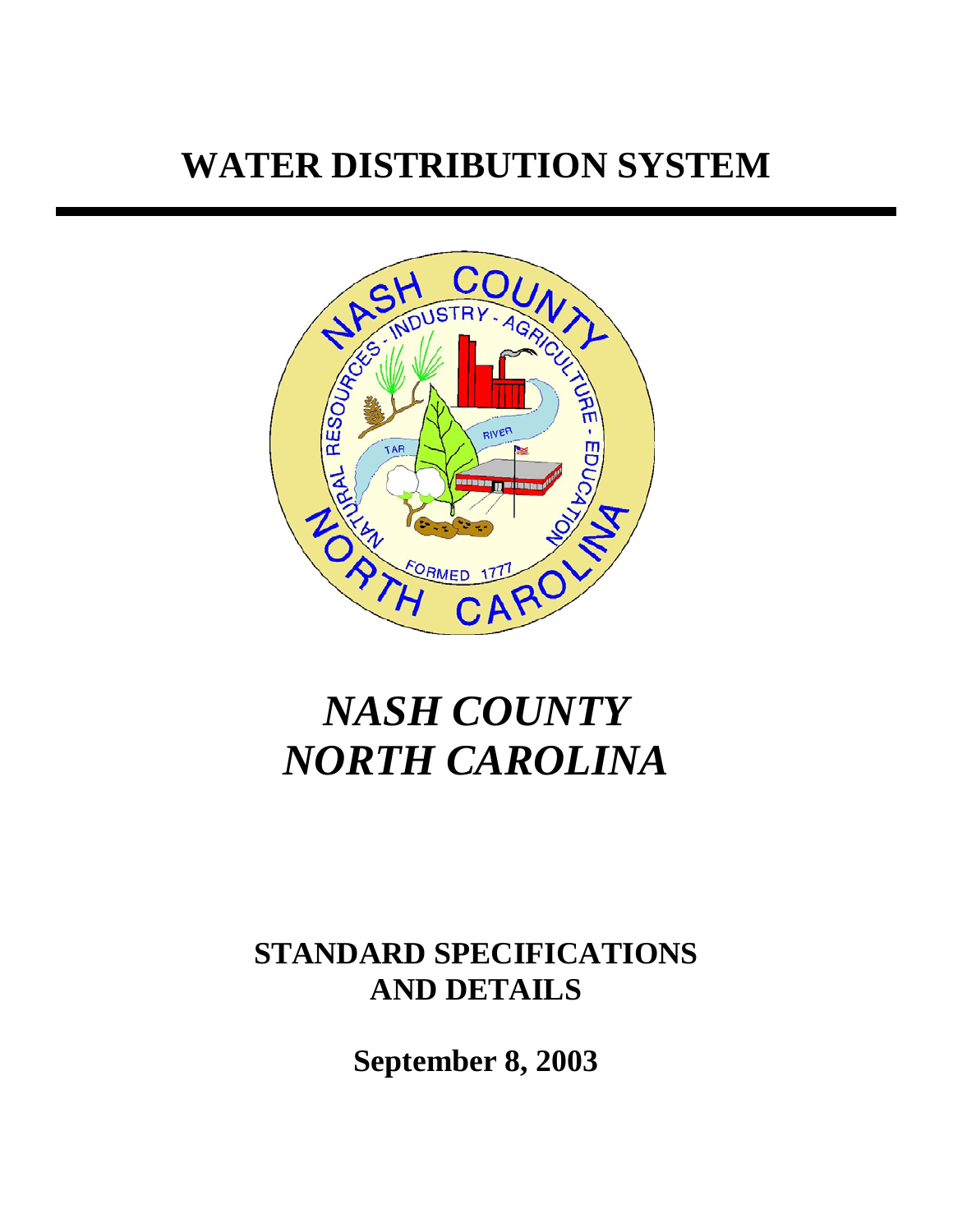# WATER DISTRIBUTION SYSTEM

***NASH COUNTY***
***NORTH CAROLINA***

**STANDARD SPECIFICATIONS AND DETAILS**

**September 8, 2003**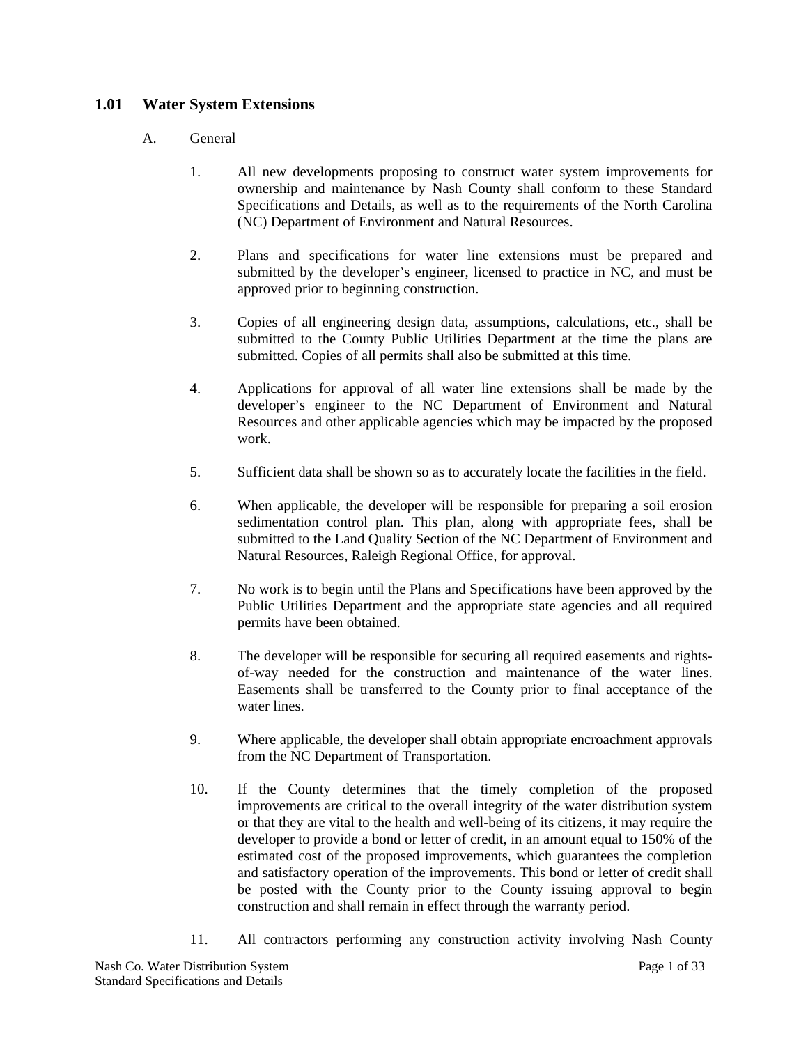## 1.01 Water System Extensions

A. General

1. All new developments proposing to construct water system improvements for ownership and maintenance by Nash County shall conform to these Standard Specifications and Details, as well as to the requirements of the North Carolina (NC) Department of Environment and Natural Resources.

2. Plans and specifications for water line extensions must be prepared and submitted by the developer's engineer, licensed to practice in NC, and must be approved prior to beginning construction.

3. Copies of all engineering design data, assumptions, calculations, etc., shall be submitted to the County Public Utilities Department at the time the plans are submitted. Copies of all permits shall also be submitted at this time.

4. Applications for approval of all water line extensions shall be made by the developer's engineer to the NC Department of Environment and Natural Resources and other applicable agencies which may be impacted by the proposed work.

5. Sufficient data shall be shown so as to accurately locate the facilities in the field.

6. When applicable, the developer will be responsible for preparing a soil erosion sedimentation control plan. This plan, along with appropriate fees, shall be submitted to the Land Quality Section of the NC Department of Environment and Natural Resources, Raleigh Regional Office, for approval.

7. No work is to begin until the Plans and Specifications have been approved by the Public Utilities Department and the appropriate state agencies and all required permits have been obtained.

8. The developer will be responsible for securing all required easements and rights-of-way needed for the construction and maintenance of the water lines. Easements shall be transferred to the County prior to final acceptance of the water lines.

9. Where applicable, the developer shall obtain appropriate encroachment approvals from the NC Department of Transportation.

10. If the County determines that the timely completion of the proposed improvements are critical to the overall integrity of the water distribution system or that they are vital to the health and well-being of its citizens, it may require the developer to provide a bond or letter of credit, in an amount equal to 150% of the estimated cost of the proposed improvements, which guarantees the completion and satisfactory operation of the improvements. This bond or letter of credit shall be posted with the County prior to the County issuing approval to begin construction and shall remain in effect through the warranty period.

11. All contractors performing any construction activity involving Nash County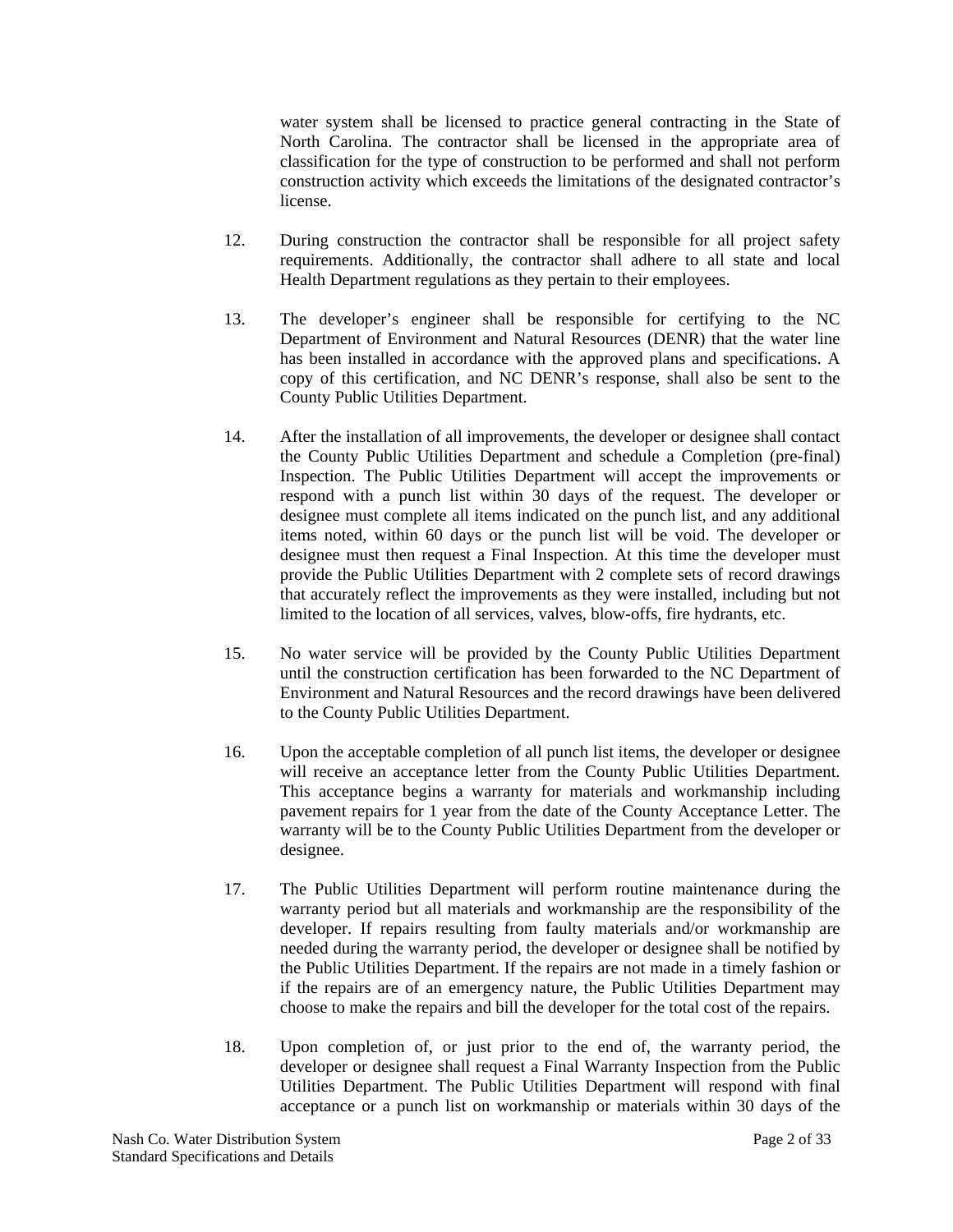water system shall be licensed to practice general contracting in the State of North Carolina. The contractor shall be licensed in the appropriate area of classification for the type of construction to be performed and shall not perform construction activity which exceeds the limitations of the designated contractor's license.

12. During construction the contractor shall be responsible for all project safety requirements. Additionally, the contractor shall adhere to all state and local Health Department regulations as they pertain to their employees.

13. The developer's engineer shall be responsible for certifying to the NC Department of Environment and Natural Resources (DENR) that the water line has been installed in accordance with the approved plans and specifications. A copy of this certification, and NC DENR's response, shall also be sent to the County Public Utilities Department.

14. After the installation of all improvements, the developer or designee shall contact the County Public Utilities Department and schedule a Completion (pre-final) Inspection. The Public Utilities Department will accept the improvements or respond with a punch list within 30 days of the request. The developer or designee must complete all items indicated on the punch list, and any additional items noted, within 60 days or the punch list will be void. The developer or designee must then request a Final Inspection. At this time the developer must provide the Public Utilities Department with 2 complete sets of record drawings that accurately reflect the improvements as they were installed, including but not limited to the location of all services, valves, blow-offs, fire hydrants, etc.

15. No water service will be provided by the County Public Utilities Department until the construction certification has been forwarded to the NC Department of Environment and Natural Resources and the record drawings have been delivered to the County Public Utilities Department.

16. Upon the acceptable completion of all punch list items, the developer or designee will receive an acceptance letter from the County Public Utilities Department. This acceptance begins a warranty for materials and workmanship including pavement repairs for 1 year from the date of the County Acceptance Letter. The warranty will be to the County Public Utilities Department from the developer or designee.

17. The Public Utilities Department will perform routine maintenance during the warranty period but all materials and workmanship are the responsibility of the developer. If repairs resulting from faulty materials and/or workmanship are needed during the warranty period, the developer or designee shall be notified by the Public Utilities Department. If the repairs are not made in a timely fashion or if the repairs are of an emergency nature, the Public Utilities Department may choose to make the repairs and bill the developer for the total cost of the repairs.

18. Upon completion of, or just prior to the end of, the warranty period, the developer or designee shall request a Final Warranty Inspection from the Public Utilities Department. The Public Utilities Department will respond with final acceptance or a punch list on workmanship or materials within 30 days of the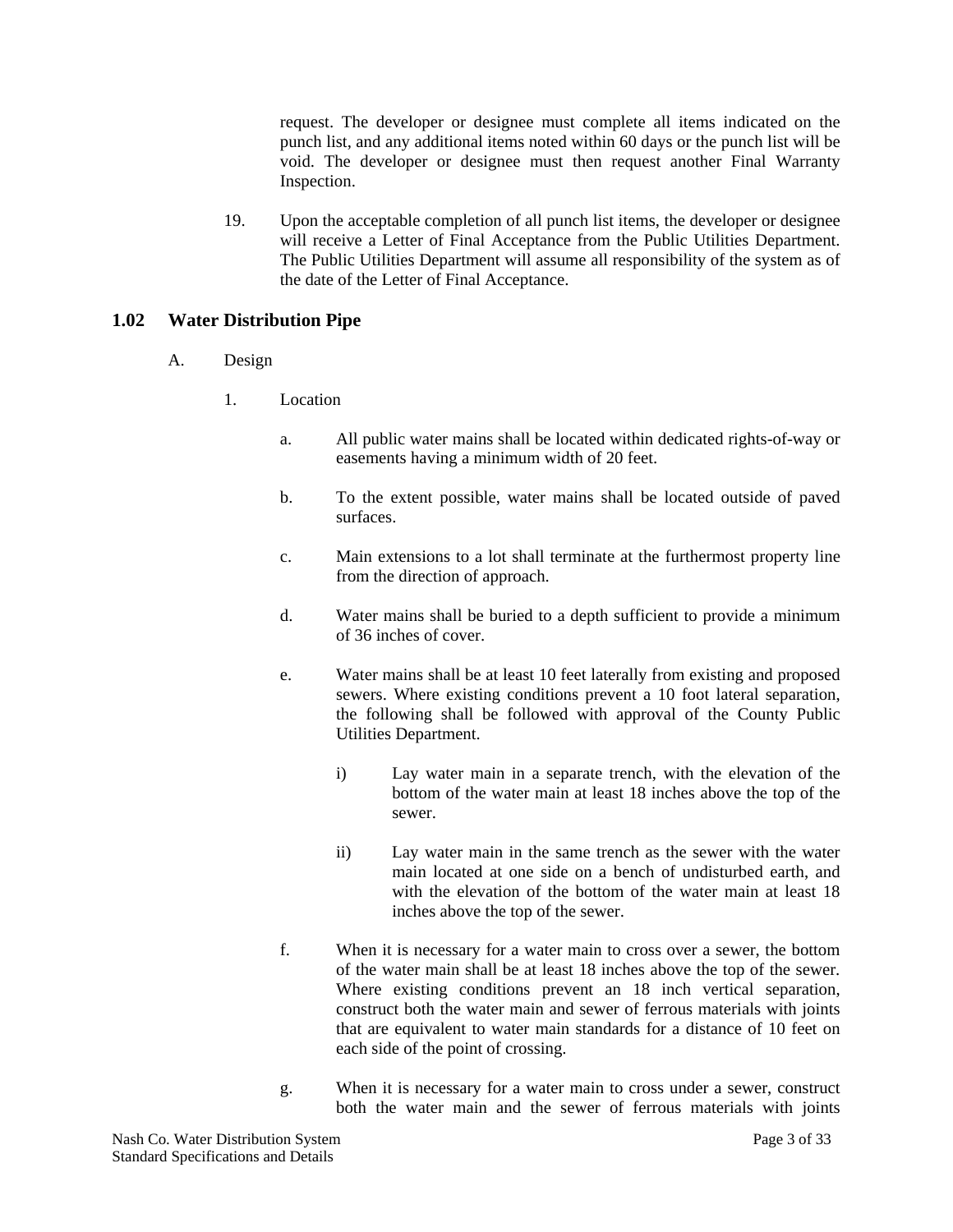request. The developer or designee must complete all items indicated on the punch list, and any additional items noted within 60 days or the punch list will be void. The developer or designee must then request another Final Warranty Inspection.

19. Upon the acceptable completion of all punch list items, the developer or designee will receive a Letter of Final Acceptance from the Public Utilities Department. The Public Utilities Department will assume all responsibility of the system as of the date of the Letter of Final Acceptance.

## 1.02 Water Distribution Pipe

A. Design

1. Location

a. All public water mains shall be located within dedicated rights-of-way or easements having a minimum width of 20 feet.

b. To the extent possible, water mains shall be located outside of paved surfaces.

c. Main extensions to a lot shall terminate at the furthermost property line from the direction of approach.

d. Water mains shall be buried to a depth sufficient to provide a minimum of 36 inches of cover.

e. Water mains shall be at least 10 feet laterally from existing and proposed sewers. Where existing conditions prevent a 10 foot lateral separation, the following shall be followed with approval of the County Public Utilities Department.

i) Lay water main in a separate trench, with the elevation of the bottom of the water main at least 18 inches above the top of the sewer.

ii) Lay water main in the same trench as the sewer with the water main located at one side on a bench of undisturbed earth, and with the elevation of the bottom of the water main at least 18 inches above the top of the sewer.

f. When it is necessary for a water main to cross over a sewer, the bottom of the water main shall be at least 18 inches above the top of the sewer. Where existing conditions prevent an 18 inch vertical separation, construct both the water main and sewer of ferrous materials with joints that are equivalent to water main standards for a distance of 10 feet on each side of the point of crossing.

g. When it is necessary for a water main to cross under a sewer, construct both the water main and the sewer of ferrous materials with joints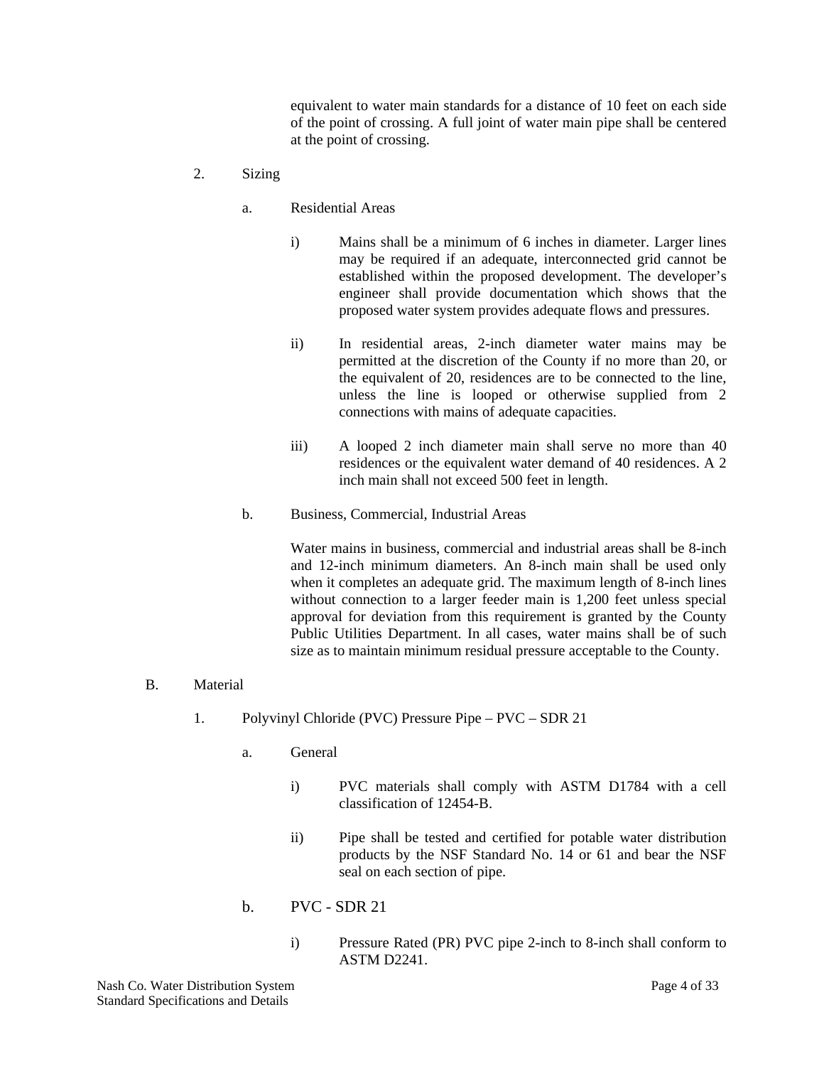equivalent to water main standards for a distance of 10 feet on each side of the point of crossing. A full joint of water main pipe shall be centered at the point of crossing.

2. Sizing

   a. Residential Areas

      i) Mains shall be a minimum of 6 inches in diameter. Larger lines may be required if an adequate, interconnected grid cannot be established within the proposed development. The developer's engineer shall provide documentation which shows that the proposed water system provides adequate flows and pressures.

      ii) In residential areas, 2-inch diameter water mains may be permitted at the discretion of the County if no more than 20, or the equivalent of 20, residences are to be connected to the line, unless the line is looped or otherwise supplied from 2 connections with mains of adequate capacities.

      iii) A looped 2 inch diameter main shall serve no more than 40 residences or the equivalent water demand of 40 residences. A 2 inch main shall not exceed 500 feet in length.

   b. Business, Commercial, Industrial Areas

      Water mains in business, commercial and industrial areas shall be 8-inch and 12-inch minimum diameters. An 8-inch main shall be used only when it completes an adequate grid. The maximum length of 8-inch lines without connection to a larger feeder main is 1,200 feet unless special approval for deviation from this requirement is granted by the County Public Utilities Department. In all cases, water mains shall be of such size as to maintain minimum residual pressure acceptable to the County.

B. Material

1. Polyvinyl Chloride (PVC) Pressure Pipe – PVC – SDR 21

   a. General

      i) PVC materials shall comply with ASTM D1784 with a cell classification of 12454-B.

      ii) Pipe shall be tested and certified for potable water distribution products by the NSF Standard No. 14 or 61 and bear the NSF seal on each section of pipe.

   b. PVC - SDR 21

      i) Pressure Rated (PR) PVC pipe 2-inch to 8-inch shall conform to ASTM D2241.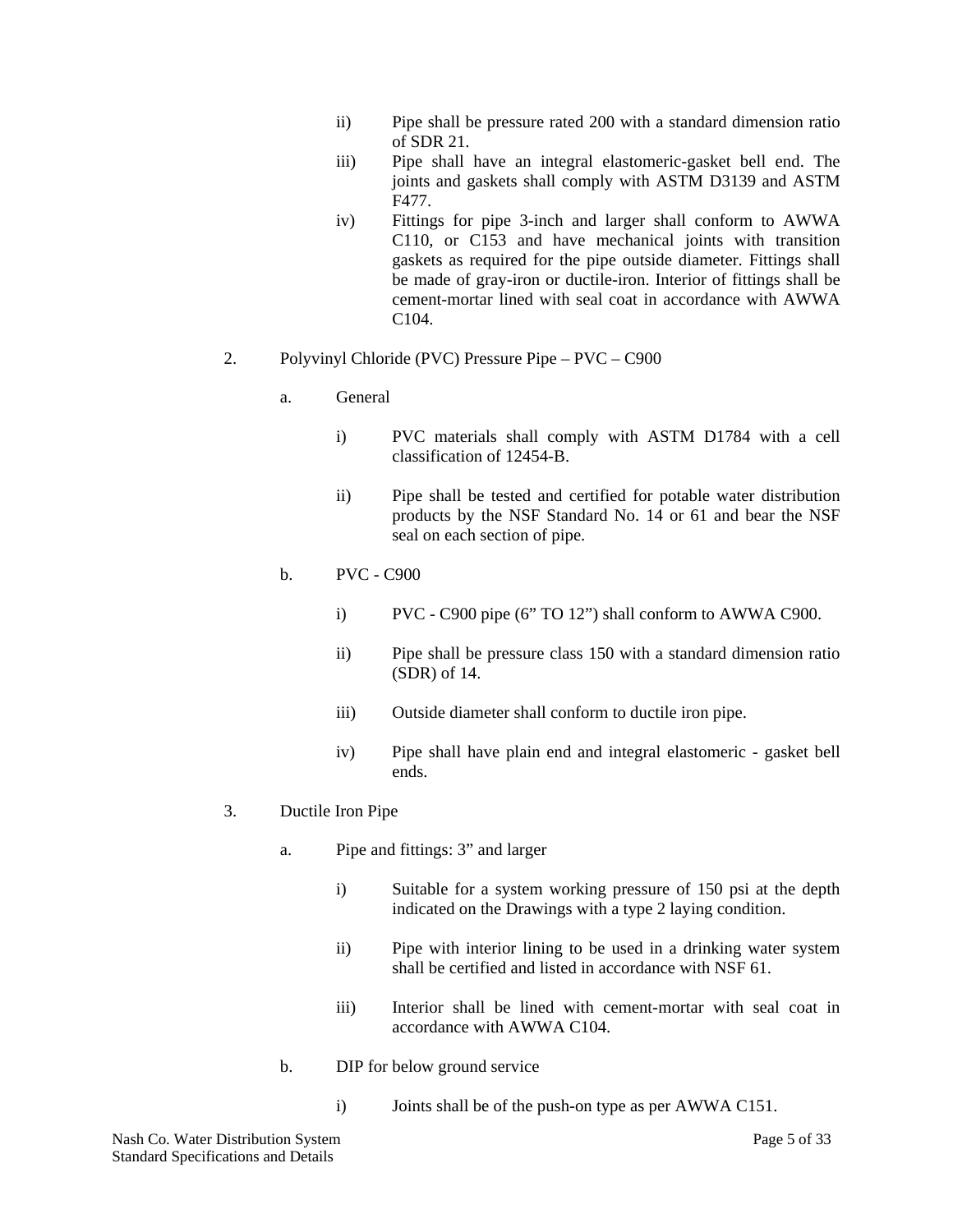ii) Pipe shall be pressure rated 200 with a standard dimension ratio of SDR 21.

iii) Pipe shall have an integral elastomeric-gasket bell end. The joints and gaskets shall comply with ASTM D3139 and ASTM F477.

iv) Fittings for pipe 3-inch and larger shall conform to AWWA C110, or C153 and have mechanical joints with transition gaskets as required for the pipe outside diameter. Fittings shall be made of gray-iron or ductile-iron. Interior of fittings shall be cement-mortar lined with seal coat in accordance with AWWA C104.

2. Polyvinyl Chloride (PVC) Pressure Pipe – PVC – C900

a. General

i) PVC materials shall comply with ASTM D1784 with a cell classification of 12454-B.

ii) Pipe shall be tested and certified for potable water distribution products by the NSF Standard No. 14 or 61 and bear the NSF seal on each section of pipe.

b. PVC - C900

i) PVC - C900 pipe (6” TO 12”) shall conform to AWWA C900.

ii) Pipe shall be pressure class 150 with a standard dimension ratio (SDR) of 14.

iii) Outside diameter shall conform to ductile iron pipe.

iv) Pipe shall have plain end and integral elastomeric - gasket bell ends.

3. Ductile Iron Pipe

a. Pipe and fittings: 3” and larger

i) Suitable for a system working pressure of 150 psi at the depth indicated on the Drawings with a type 2 laying condition.

ii) Pipe with interior lining to be used in a drinking water system shall be certified and listed in accordance with NSF 61.

iii) Interior shall be lined with cement-mortar with seal coat in accordance with AWWA C104.

b. DIP for below ground service

i) Joints shall be of the push-on type as per AWWA C151.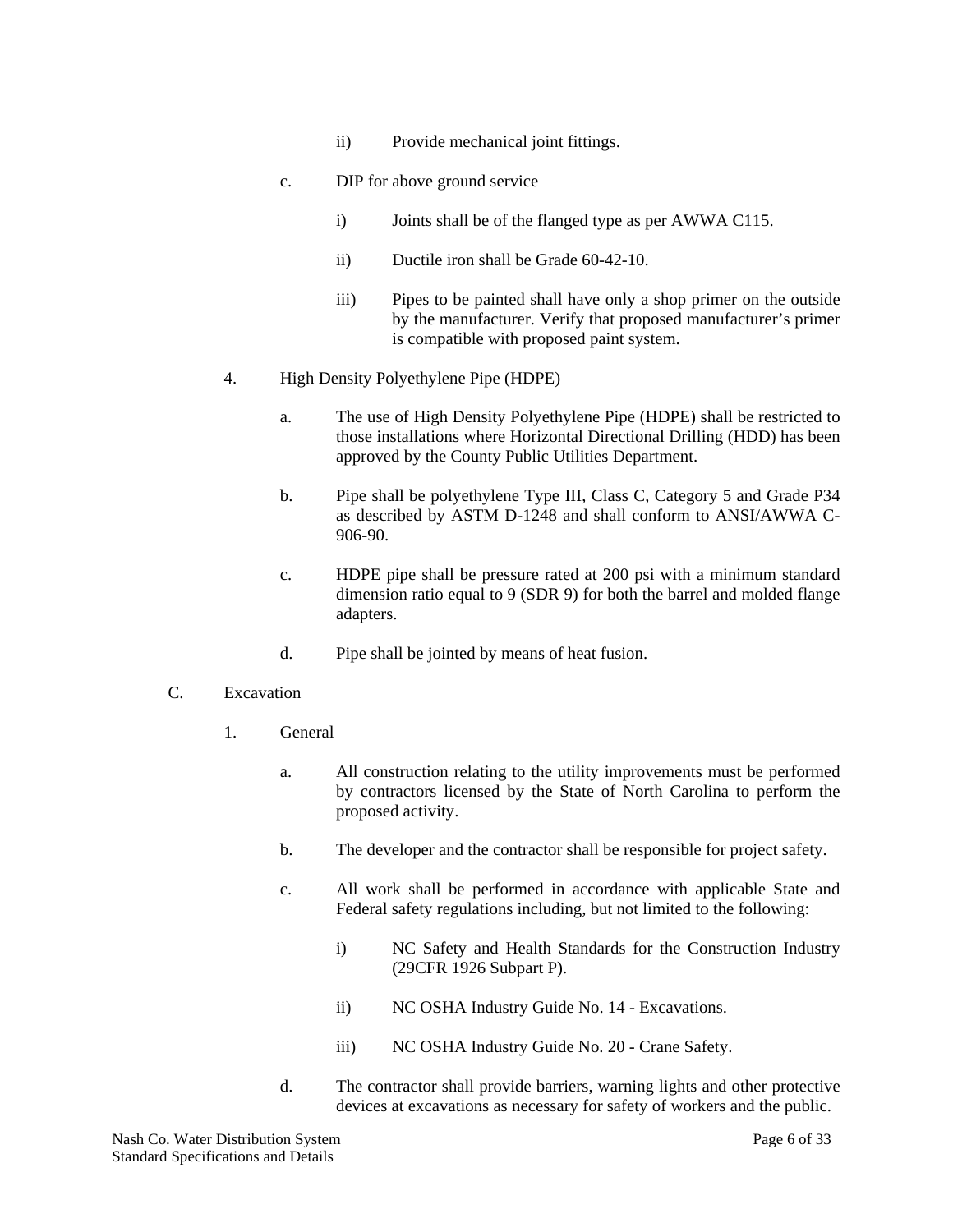ii) Provide mechanical joint fittings.

c. DIP for above ground service

i) Joints shall be of the flanged type as per AWWA C115.

ii) Ductile iron shall be Grade 60-42-10.

iii) Pipes to be painted shall have only a shop primer on the outside by the manufacturer. Verify that proposed manufacturer's primer is compatible with proposed paint system.

4. High Density Polyethylene Pipe (HDPE)

a. The use of High Density Polyethylene Pipe (HDPE) shall be restricted to those installations where Horizontal Directional Drilling (HDD) has been approved by the County Public Utilities Department.

b. Pipe shall be polyethylene Type III, Class C, Category 5 and Grade P34 as described by ASTM D-1248 and shall conform to ANSI/AWWA C-906-90.

c. HDPE pipe shall be pressure rated at 200 psi with a minimum standard dimension ratio equal to 9 (SDR 9) for both the barrel and molded flange adapters.

d. Pipe shall be jointed by means of heat fusion.

C. Excavation

1. General

a. All construction relating to the utility improvements must be performed by contractors licensed by the State of North Carolina to perform the proposed activity.

b. The developer and the contractor shall be responsible for project safety.

c. All work shall be performed in accordance with applicable State and Federal safety regulations including, but not limited to the following:

i) NC Safety and Health Standards for the Construction Industry (29CFR 1926 Subpart P).

ii) NC OSHA Industry Guide No. 14 - Excavations.

iii) NC OSHA Industry Guide No. 20 - Crane Safety.

d. The contractor shall provide barriers, warning lights and other protective devices at excavations as necessary for safety of workers and the public.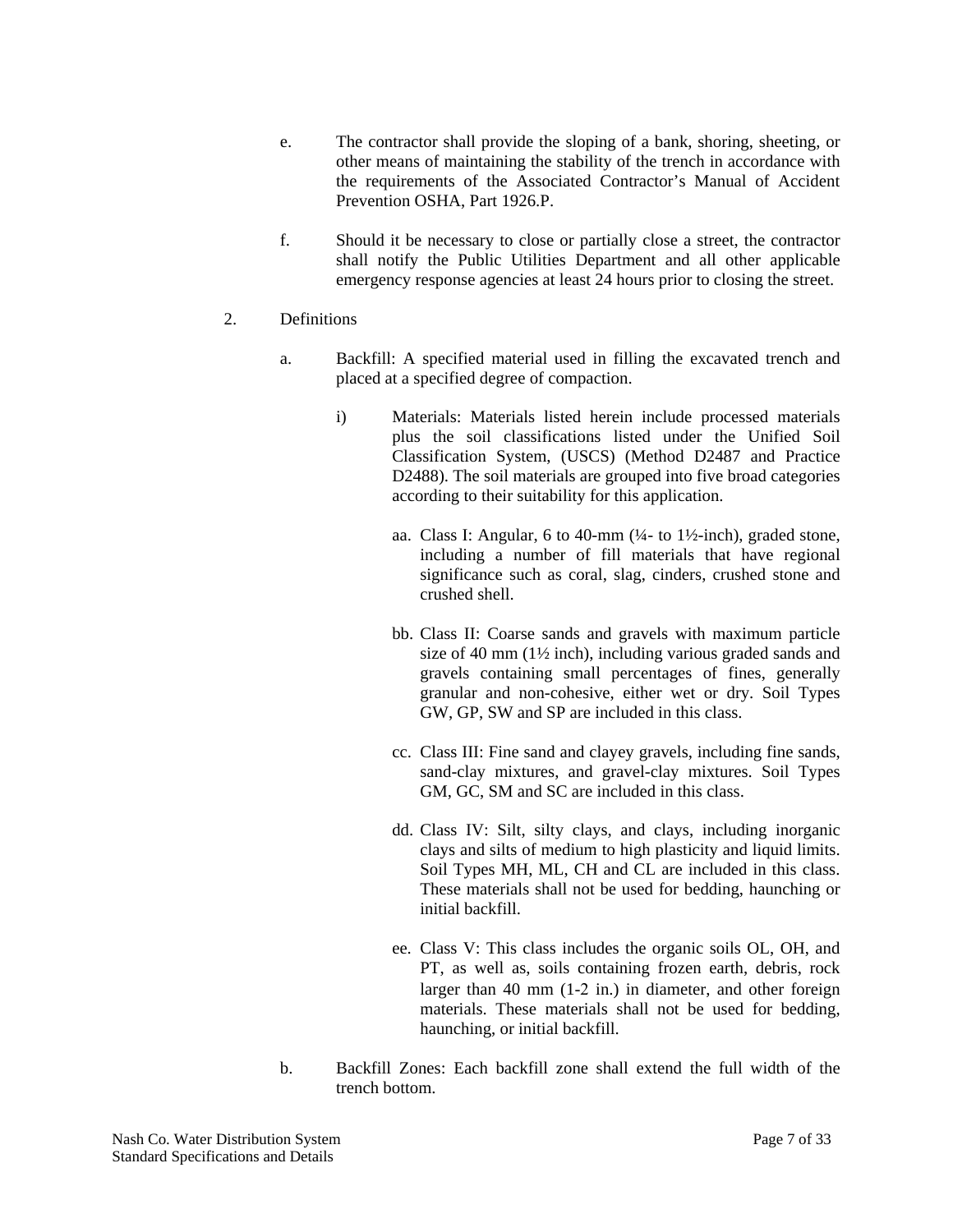e. The contractor shall provide the sloping of a bank, shoring, sheeting, or other means of maintaining the stability of the trench in accordance with the requirements of the Associated Contractor's Manual of Accident Prevention OSHA, Part 1926.P.

f. Should it be necessary to close or partially close a street, the contractor shall notify the Public Utilities Department and all other applicable emergency response agencies at least 24 hours prior to closing the street.

2. Definitions

a. Backfill: A specified material used in filling the excavated trench and placed at a specified degree of compaction.

i) Materials: Materials listed herein include processed materials plus the soil classifications listed under the Unified Soil Classification System, (USCS) (Method D2487 and Practice D2488). The soil materials are grouped into five broad categories according to their suitability for this application.

aa. Class I: Angular, 6 to 40-mm (¼- to 1½-inch), graded stone, including a number of fill materials that have regional significance such as coral, slag, cinders, crushed stone and crushed shell.

bb. Class II: Coarse sands and gravels with maximum particle size of 40 mm (1½ inch), including various graded sands and gravels containing small percentages of fines, generally granular and non-cohesive, either wet or dry. Soil Types GW, GP, SW and SP are included in this class.

cc. Class III: Fine sand and clayey gravels, including fine sands, sand-clay mixtures, and gravel-clay mixtures. Soil Types GM, GC, SM and SC are included in this class.

dd. Class IV: Silt, silty clays, and clays, including inorganic clays and silts of medium to high plasticity and liquid limits. Soil Types MH, ML, CH and CL are included in this class. These materials shall not be used for bedding, haunching or initial backfill.

ee. Class V: This class includes the organic soils OL, OH, and PT, as well as, soils containing frozen earth, debris, rock larger than 40 mm (1-2 in.) in diameter, and other foreign materials. These materials shall not be used for bedding, haunching, or initial backfill.

b. Backfill Zones: Each backfill zone shall extend the full width of the trench bottom.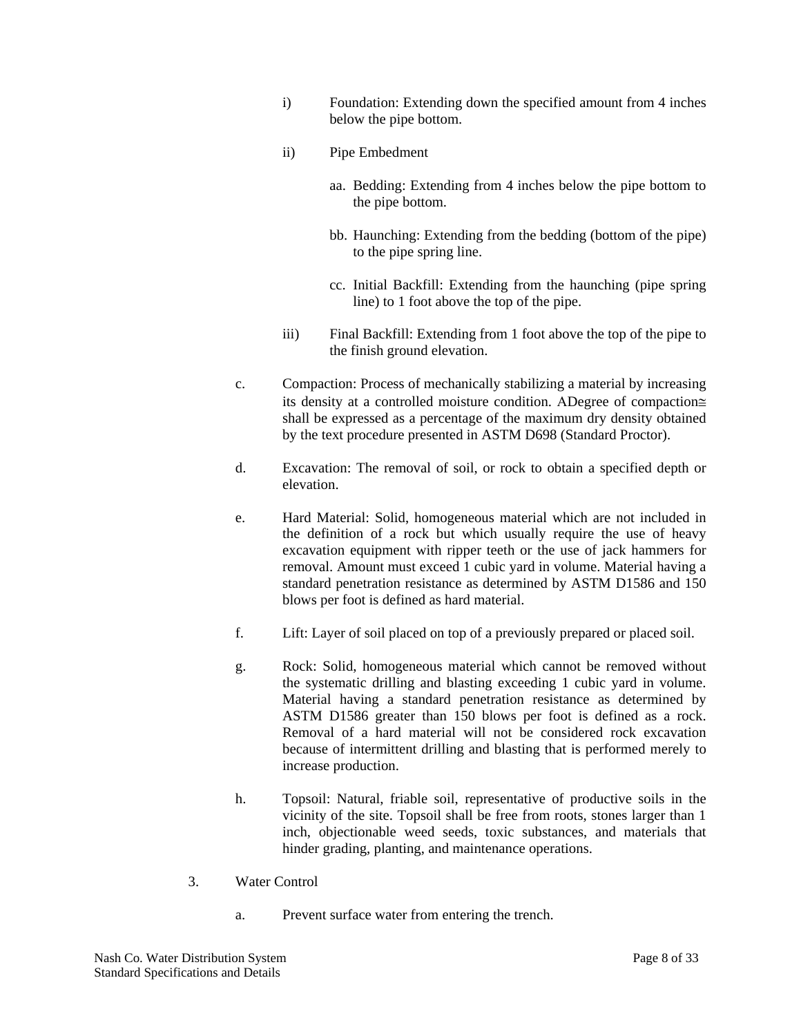i) Foundation: Extending down the specified amount from 4 inches below the pipe bottom.

ii) Pipe Embedment

aa. Bedding: Extending from 4 inches below the pipe bottom to the pipe bottom.

bb. Haunching: Extending from the bedding (bottom of the pipe) to the pipe spring line.

cc. Initial Backfill: Extending from the haunching (pipe spring line) to 1 foot above the top of the pipe.

iii) Final Backfill: Extending from 1 foot above the top of the pipe to the finish ground elevation.

c. Compaction: Process of mechanically stabilizing a material by increasing its density at a controlled moisture condition. ADegree of compaction≅ shall be expressed as a percentage of the maximum dry density obtained by the text procedure presented in ASTM D698 (Standard Proctor).

d. Excavation: The removal of soil, or rock to obtain a specified depth or elevation.

e. Hard Material: Solid, homogeneous material which are not included in the definition of a rock but which usually require the use of heavy excavation equipment with ripper teeth or the use of jack hammers for removal. Amount must exceed 1 cubic yard in volume. Material having a standard penetration resistance as determined by ASTM D1586 and 150 blows per foot is defined as hard material.

f. Lift: Layer of soil placed on top of a previously prepared or placed soil.

g. Rock: Solid, homogeneous material which cannot be removed without the systematic drilling and blasting exceeding 1 cubic yard in volume. Material having a standard penetration resistance as determined by ASTM D1586 greater than 150 blows per foot is defined as a rock. Removal of a hard material will not be considered rock excavation because of intermittent drilling and blasting that is performed merely to increase production.

h. Topsoil: Natural, friable soil, representative of productive soils in the vicinity of the site. Topsoil shall be free from roots, stones larger than 1 inch, objectionable weed seeds, toxic substances, and materials that hinder grading, planting, and maintenance operations.

3. Water Control

a. Prevent surface water from entering the trench.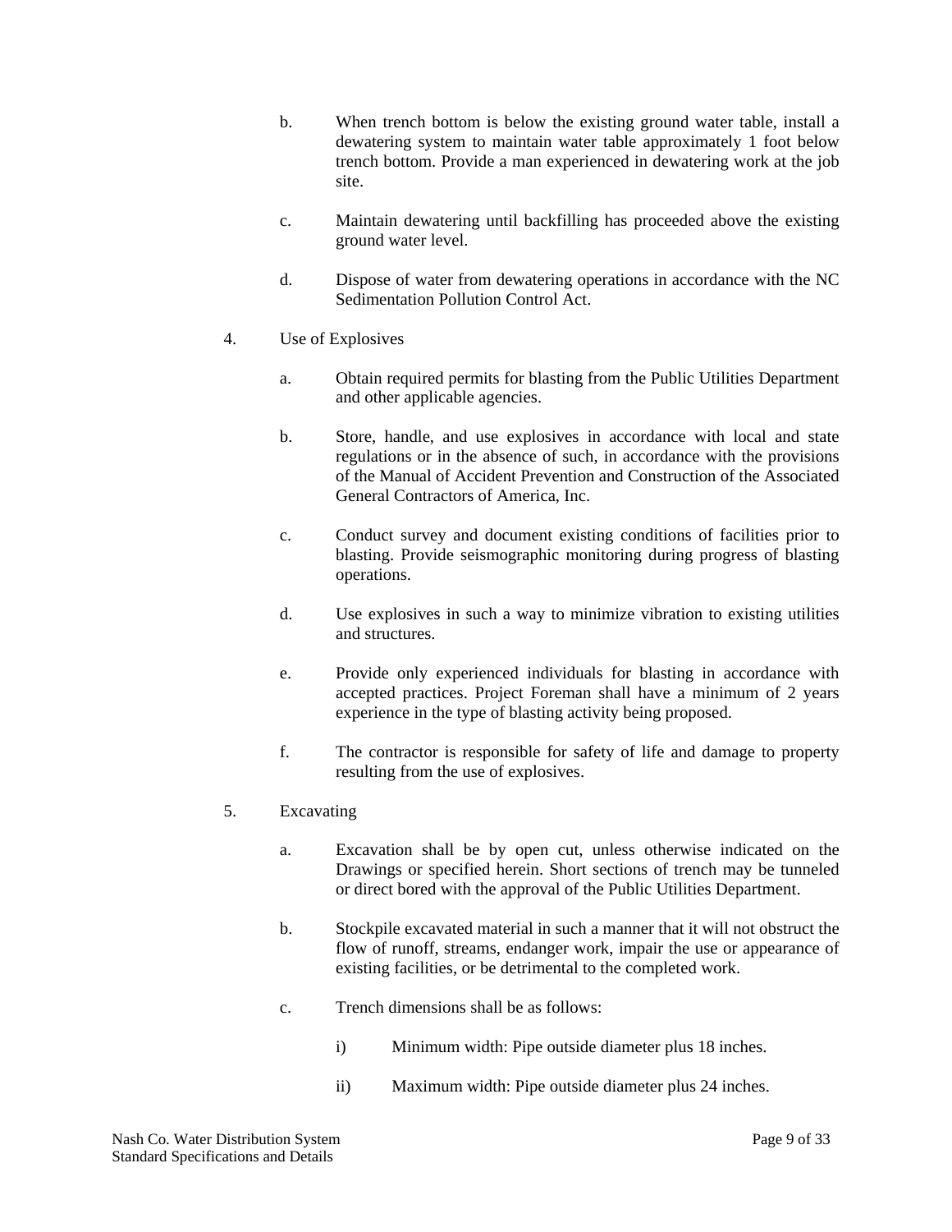b. When trench bottom is below the existing ground water table, install a dewatering system to maintain water table approximately 1 foot below trench bottom. Provide a man experienced in dewatering work at the job site.

c. Maintain dewatering until backfilling has proceeded above the existing ground water level.

d. Dispose of water from dewatering operations in accordance with the NC Sedimentation Pollution Control Act.

4. Use of Explosives

   a. Obtain required permits for blasting from the Public Utilities Department and other applicable agencies.

   b. Store, handle, and use explosives in accordance with local and state regulations or in the absence of such, in accordance with the provisions of the Manual of Accident Prevention and Construction of the Associated General Contractors of America, Inc.

   c. Conduct survey and document existing conditions of facilities prior to blasting. Provide seismographic monitoring during progress of blasting operations.

   d. Use explosives in such a way to minimize vibration to existing utilities and structures.

   e. Provide only experienced individuals for blasting in accordance with accepted practices. Project Foreman shall have a minimum of 2 years experience in the type of blasting activity being proposed.

   f. The contractor is responsible for safety of life and damage to property resulting from the use of explosives.

5. Excavating

   a. Excavation shall be by open cut, unless otherwise indicated on the Drawings or specified herein. Short sections of trench may be tunneled or direct bored with the approval of the Public Utilities Department.

   b. Stockpile excavated material in such a manner that it will not obstruct the flow of runoff, streams, endanger work, impair the use or appearance of existing facilities, or be detrimental to the completed work.

   c. Trench dimensions shall be as follows:

      i) Minimum width: Pipe outside diameter plus 18 inches.

      ii) Maximum width: Pipe outside diameter plus 24 inches.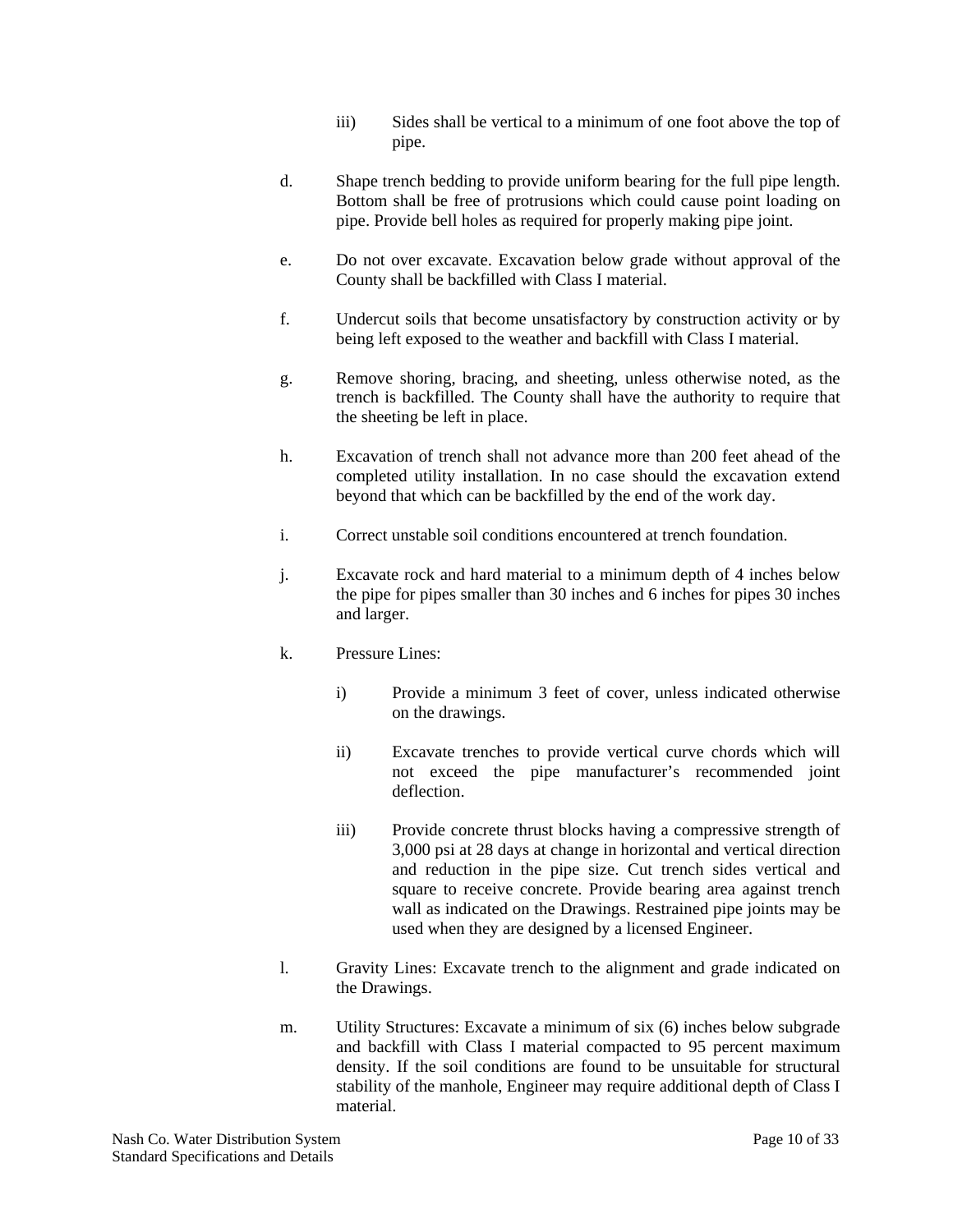iii) Sides shall be vertical to a minimum of one foot above the top of pipe.

d. Shape trench bedding to provide uniform bearing for the full pipe length. Bottom shall be free of protrusions which could cause point loading on pipe. Provide bell holes as required for properly making pipe joint.

e. Do not over excavate. Excavation below grade without approval of the County shall be backfilled with Class I material.

f. Undercut soils that become unsatisfactory by construction activity or by being left exposed to the weather and backfill with Class I material.

g. Remove shoring, bracing, and sheeting, unless otherwise noted, as the trench is backfilled. The County shall have the authority to require that the sheeting be left in place.

h. Excavation of trench shall not advance more than 200 feet ahead of the completed utility installation. In no case should the excavation extend beyond that which can be backfilled by the end of the work day.

i. Correct unstable soil conditions encountered at trench foundation.

j. Excavate rock and hard material to a minimum depth of 4 inches below the pipe for pipes smaller than 30 inches and 6 inches for pipes 30 inches and larger.

k. Pressure Lines:

   i) Provide a minimum 3 feet of cover, unless indicated otherwise on the drawings.

   ii) Excavate trenches to provide vertical curve chords which will not exceed the pipe manufacturer's recommended joint deflection.

   iii) Provide concrete thrust blocks having a compressive strength of 3,000 psi at 28 days at change in horizontal and vertical direction and reduction in the pipe size. Cut trench sides vertical and square to receive concrete. Provide bearing area against trench wall as indicated on the Drawings. Restrained pipe joints may be used when they are designed by a licensed Engineer.

l. Gravity Lines: Excavate trench to the alignment and grade indicated on the Drawings.

m. Utility Structures: Excavate a minimum of six (6) inches below subgrade and backfill with Class I material compacted to 95 percent maximum density. If the soil conditions are found to be unsuitable for structural stability of the manhole, Engineer may require additional depth of Class I material.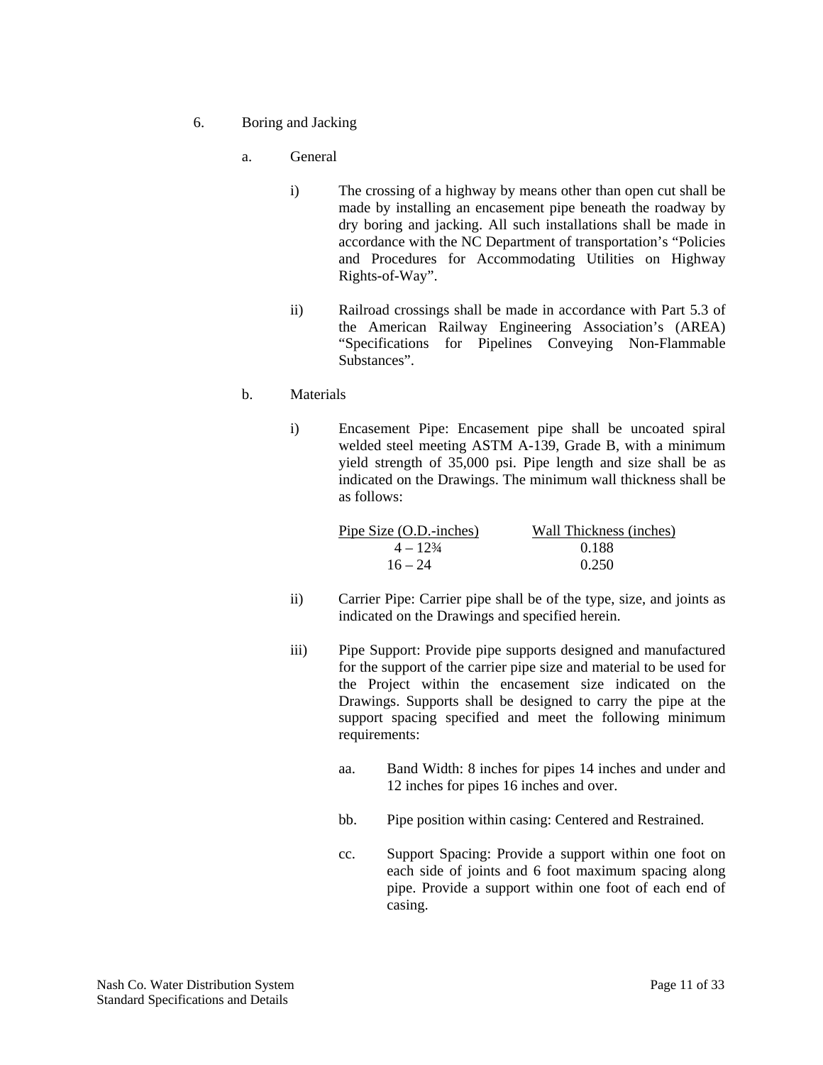6. Boring and Jacking

   a. General

      i) The crossing of a highway by means other than open cut shall be made by installing an encasement pipe beneath the roadway by dry boring and jacking. All such installations shall be made in accordance with the NC Department of transportation's "Policies and Procedures for Accommodating Utilities on Highway Rights-of-Way".

      ii) Railroad crossings shall be made in accordance with Part 5.3 of the American Railway Engineering Association's (AREA) "Specifications for Pipelines Conveying Non-Flammable Substances".

   b. Materials

      i) Encasement Pipe: Encasement pipe shall be uncoated spiral welded steel meeting ASTM A-139, Grade B, with a minimum yield strength of 35,000 psi. Pipe length and size shall be as indicated on the Drawings. The minimum wall thickness shall be as follows:

| Pipe Size (O.D.-inches) | Wall Thickness (inches) |
|---|---|
| 4 – 12¾ | 0.188 |
| 16 – 24 | 0.250 |

      ii) Carrier Pipe: Carrier pipe shall be of the type, size, and joints as indicated on the Drawings and specified herein.

      iii) Pipe Support: Provide pipe supports designed and manufactured for the support of the carrier pipe size and material to be used for the Project within the encasement size indicated on the Drawings. Supports shall be designed to carry the pipe at the support spacing specified and meet the following minimum requirements:

         aa. Band Width: 8 inches for pipes 14 inches and under and 12 inches for pipes 16 inches and over.

         bb. Pipe position within casing: Centered and Restrained.

         cc. Support Spacing: Provide a support within one foot on each side of joints and 6 foot maximum spacing along pipe. Provide a support within one foot of each end of casing.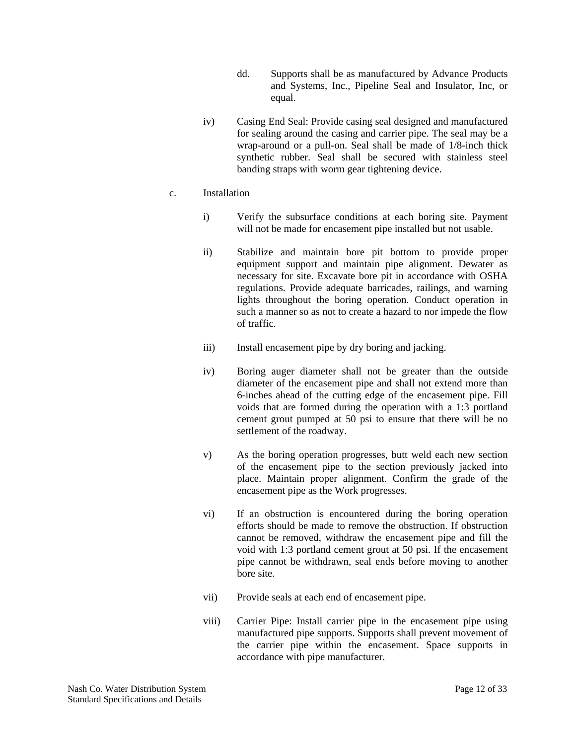dd. Supports shall be as manufactured by Advance Products and Systems, Inc., Pipeline Seal and Insulator, Inc, or equal.

iv) Casing End Seal: Provide casing seal designed and manufactured for sealing around the casing and carrier pipe. The seal may be a wrap-around or a pull-on. Seal shall be made of 1/8-inch thick synthetic rubber. Seal shall be secured with stainless steel banding straps with worm gear tightening device.

c. Installation

i) Verify the subsurface conditions at each boring site. Payment will not be made for encasement pipe installed but not usable.

ii) Stabilize and maintain bore pit bottom to provide proper equipment support and maintain pipe alignment. Dewater as necessary for site. Excavate bore pit in accordance with OSHA regulations. Provide adequate barricades, railings, and warning lights throughout the boring operation. Conduct operation in such a manner so as not to create a hazard to nor impede the flow of traffic.

iii) Install encasement pipe by dry boring and jacking.

iv) Boring auger diameter shall not be greater than the outside diameter of the encasement pipe and shall not extend more than 6-inches ahead of the cutting edge of the encasement pipe. Fill voids that are formed during the operation with a 1:3 portland cement grout pumped at 50 psi to ensure that there will be no settlement of the roadway.

v) As the boring operation progresses, butt weld each new section of the encasement pipe to the section previously jacked into place. Maintain proper alignment. Confirm the grade of the encasement pipe as the Work progresses.

vi) If an obstruction is encountered during the boring operation efforts should be made to remove the obstruction. If obstruction cannot be removed, withdraw the encasement pipe and fill the void with 1:3 portland cement grout at 50 psi. If the encasement pipe cannot be withdrawn, seal ends before moving to another bore site.

vii) Provide seals at each end of encasement pipe.

viii) Carrier Pipe: Install carrier pipe in the encasement pipe using manufactured pipe supports. Supports shall prevent movement of the carrier pipe within the encasement. Space supports in accordance with pipe manufacturer.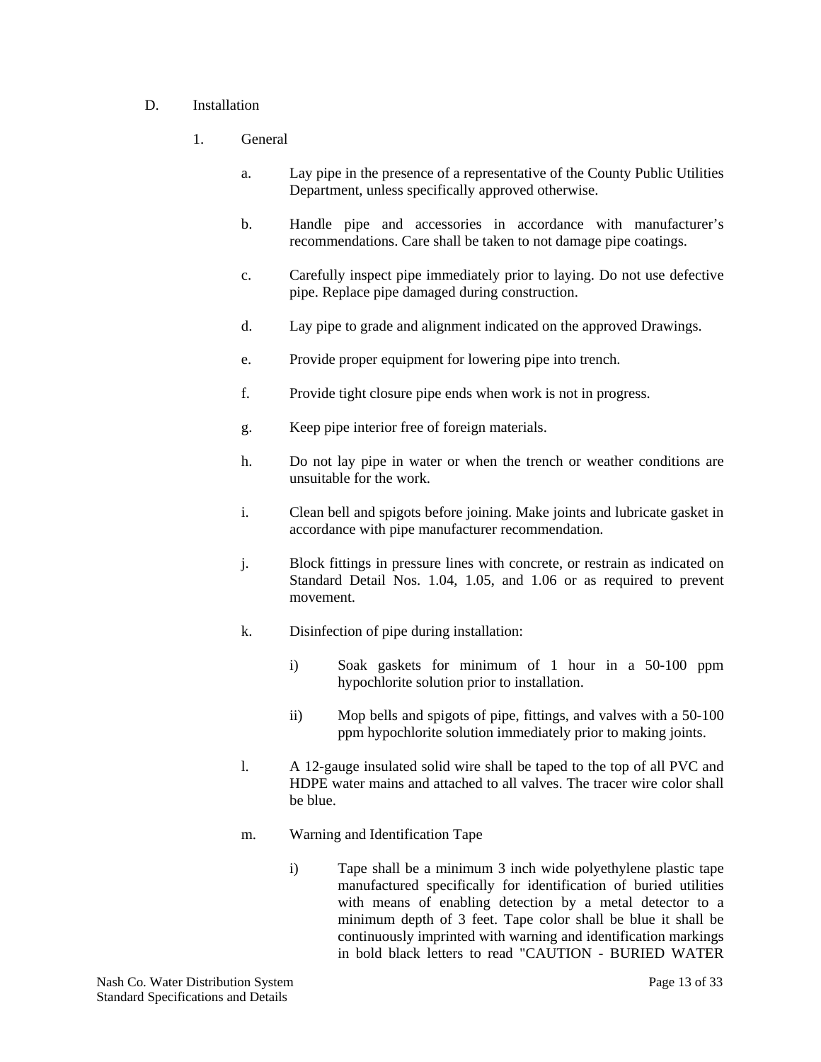D. Installation

1. General

a. Lay pipe in the presence of a representative of the County Public Utilities Department, unless specifically approved otherwise.

b. Handle pipe and accessories in accordance with manufacturer's recommendations. Care shall be taken to not damage pipe coatings.

c. Carefully inspect pipe immediately prior to laying. Do not use defective pipe. Replace pipe damaged during construction.

d. Lay pipe to grade and alignment indicated on the approved Drawings.

e. Provide proper equipment for lowering pipe into trench.

f. Provide tight closure pipe ends when work is not in progress.

g. Keep pipe interior free of foreign materials.

h. Do not lay pipe in water or when the trench or weather conditions are unsuitable for the work.

i. Clean bell and spigots before joining. Make joints and lubricate gasket in accordance with pipe manufacturer recommendation.

j. Block fittings in pressure lines with concrete, or restrain as indicated on Standard Detail Nos. 1.04, 1.05, and 1.06 or as required to prevent movement.

k. Disinfection of pipe during installation:

i) Soak gaskets for minimum of 1 hour in a 50-100 ppm hypochlorite solution prior to installation.

ii) Mop bells and spigots of pipe, fittings, and valves with a 50-100 ppm hypochlorite solution immediately prior to making joints.

l. A 12-gauge insulated solid wire shall be taped to the top of all PVC and HDPE water mains and attached to all valves. The tracer wire color shall be blue.

m. Warning and Identification Tape

i) Tape shall be a minimum 3 inch wide polyethylene plastic tape manufactured specifically for identification of buried utilities with means of enabling detection by a metal detector to a minimum depth of 3 feet. Tape color shall be blue it shall be continuously imprinted with warning and identification markings in bold black letters to read "CAUTION - BURIED WATER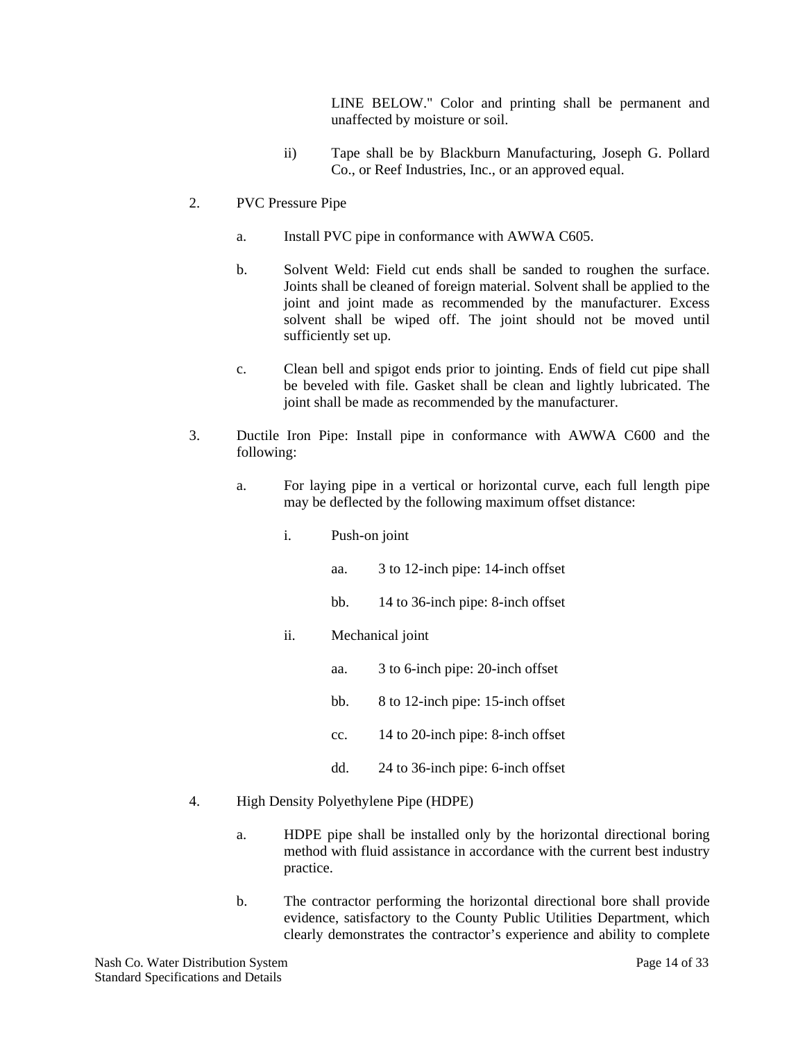LINE BELOW." Color and printing shall be permanent and unaffected by moisture or soil.

ii) Tape shall be by Blackburn Manufacturing, Joseph G. Pollard Co., or Reef Industries, Inc., or an approved equal.

2. PVC Pressure Pipe

   a. Install PVC pipe in conformance with AWWA C605.

   b. Solvent Weld: Field cut ends shall be sanded to roughen the surface. Joints shall be cleaned of foreign material. Solvent shall be applied to the joint and joint made as recommended by the manufacturer. Excess solvent shall be wiped off. The joint should not be moved until sufficiently set up.

   c. Clean bell and spigot ends prior to jointing. Ends of field cut pipe shall be beveled with file. Gasket shall be clean and lightly lubricated. The joint shall be made as recommended by the manufacturer.

3. Ductile Iron Pipe: Install pipe in conformance with AWWA C600 and the following:

   a. For laying pipe in a vertical or horizontal curve, each full length pipe may be deflected by the following maximum offset distance:

      i. Push-on joint

         aa. 3 to 12-inch pipe: 14-inch offset

         bb. 14 to 36-inch pipe: 8-inch offset

      ii. Mechanical joint

         aa. 3 to 6-inch pipe: 20-inch offset

         bb. 8 to 12-inch pipe: 15-inch offset

         cc. 14 to 20-inch pipe: 8-inch offset

         dd. 24 to 36-inch pipe: 6-inch offset

4. High Density Polyethylene Pipe (HDPE)

   a. HDPE pipe shall be installed only by the horizontal directional boring method with fluid assistance in accordance with the current best industry practice.

   b. The contractor performing the horizontal directional bore shall provide evidence, satisfactory to the County Public Utilities Department, which clearly demonstrates the contractor's experience and ability to complete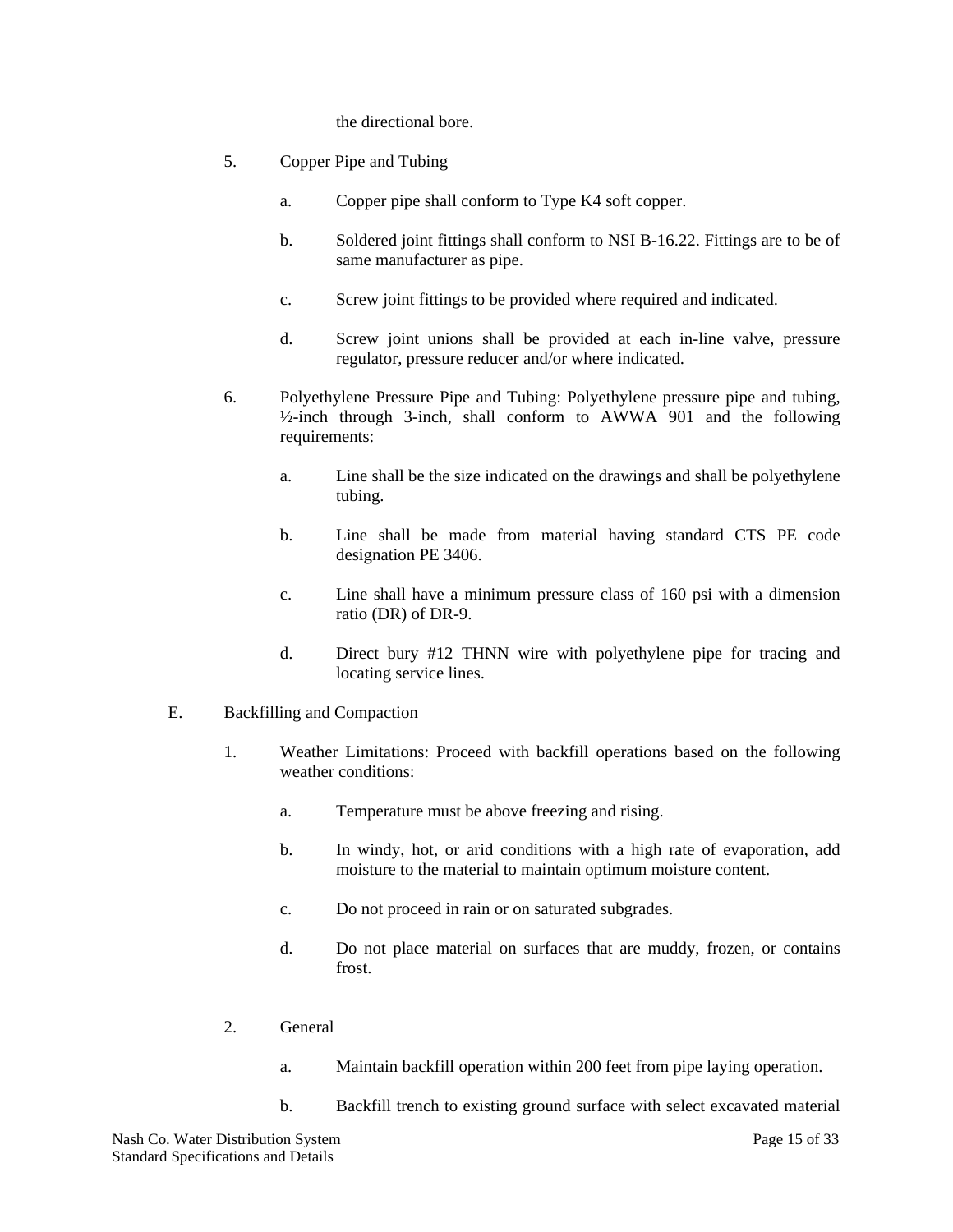the directional bore.

5. Copper Pipe and Tubing

   a. Copper pipe shall conform to Type K4 soft copper.

   b. Soldered joint fittings shall conform to NSI B-16.22. Fittings are to be of same manufacturer as pipe.

   c. Screw joint fittings to be provided where required and indicated.

   d. Screw joint unions shall be provided at each in-line valve, pressure regulator, pressure reducer and/or where indicated.

6. Polyethylene Pressure Pipe and Tubing: Polyethylene pressure pipe and tubing, ½-inch through 3-inch, shall conform to AWWA 901 and the following requirements:

   a. Line shall be the size indicated on the drawings and shall be polyethylene tubing.

   b. Line shall be made from material having standard CTS PE code designation PE 3406.

   c. Line shall have a minimum pressure class of 160 psi with a dimension ratio (DR) of DR-9.

   d. Direct bury #12 THNN wire with polyethylene pipe for tracing and locating service lines.

E. Backfilling and Compaction

1. Weather Limitations: Proceed with backfill operations based on the following weather conditions:

   a. Temperature must be above freezing and rising.

   b. In windy, hot, or arid conditions with a high rate of evaporation, add moisture to the material to maintain optimum moisture content.

   c. Do not proceed in rain or on saturated subgrades.

   d. Do not place material on surfaces that are muddy, frozen, or contains frost.

2. General

   a. Maintain backfill operation within 200 feet from pipe laying operation.

   b. Backfill trench to existing ground surface with select excavated material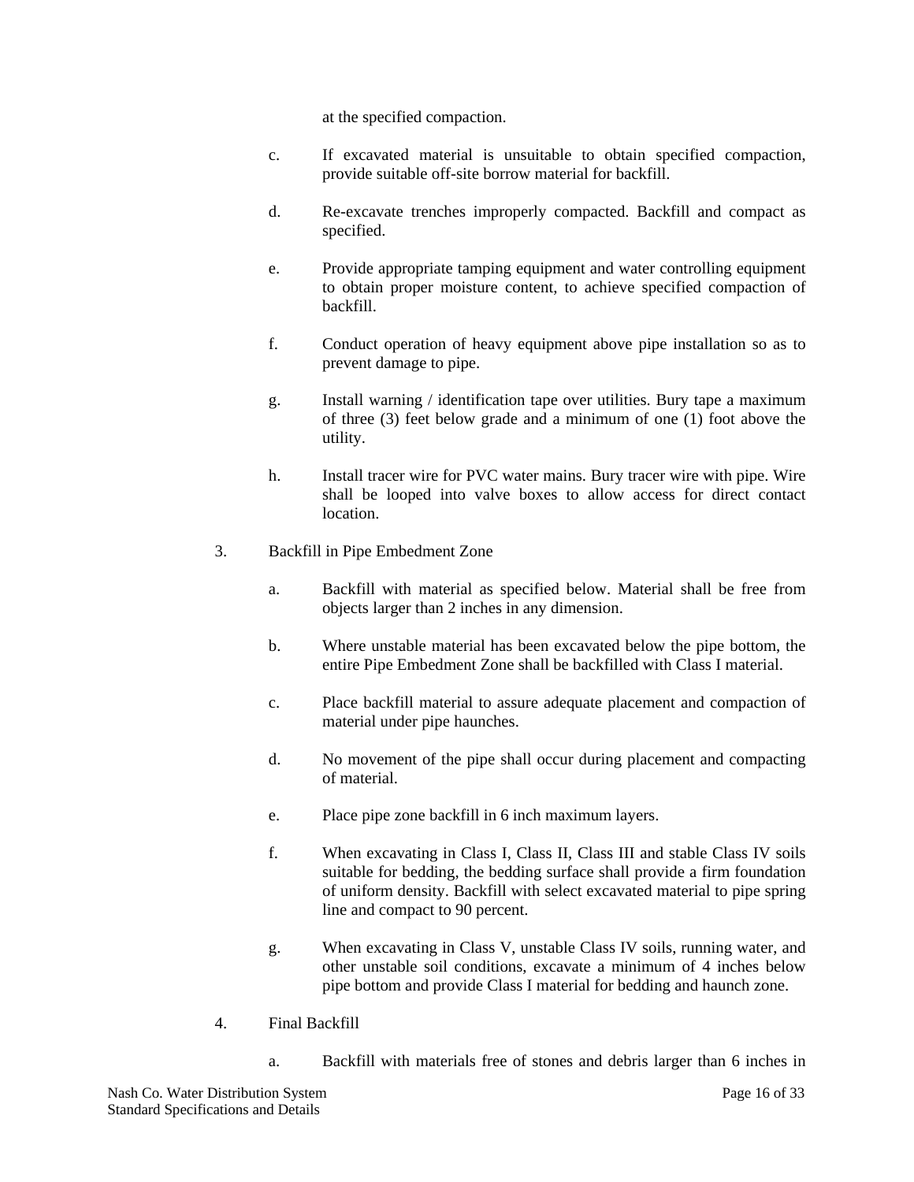at the specified compaction.

c. If excavated material is unsuitable to obtain specified compaction, provide suitable off-site borrow material for backfill.

d. Re-excavate trenches improperly compacted. Backfill and compact as specified.

e. Provide appropriate tamping equipment and water controlling equipment to obtain proper moisture content, to achieve specified compaction of backfill.

f. Conduct operation of heavy equipment above pipe installation so as to prevent damage to pipe.

g. Install warning / identification tape over utilities. Bury tape a maximum of three (3) feet below grade and a minimum of one (1) foot above the utility.

h. Install tracer wire for PVC water mains. Bury tracer wire with pipe. Wire shall be looped into valve boxes to allow access for direct contact location.

3. Backfill in Pipe Embedment Zone

a. Backfill with material as specified below. Material shall be free from objects larger than 2 inches in any dimension.

b. Where unstable material has been excavated below the pipe bottom, the entire Pipe Embedment Zone shall be backfilled with Class I material.

c. Place backfill material to assure adequate placement and compaction of material under pipe haunches.

d. No movement of the pipe shall occur during placement and compacting of material.

e. Place pipe zone backfill in 6 inch maximum layers.

f. When excavating in Class I, Class II, Class III and stable Class IV soils suitable for bedding, the bedding surface shall provide a firm foundation of uniform density. Backfill with select excavated material to pipe spring line and compact to 90 percent.

g. When excavating in Class V, unstable Class IV soils, running water, and other unstable soil conditions, excavate a minimum of 4 inches below pipe bottom and provide Class I material for bedding and haunch zone.

4. Final Backfill

a. Backfill with materials free of stones and debris larger than 6 inches in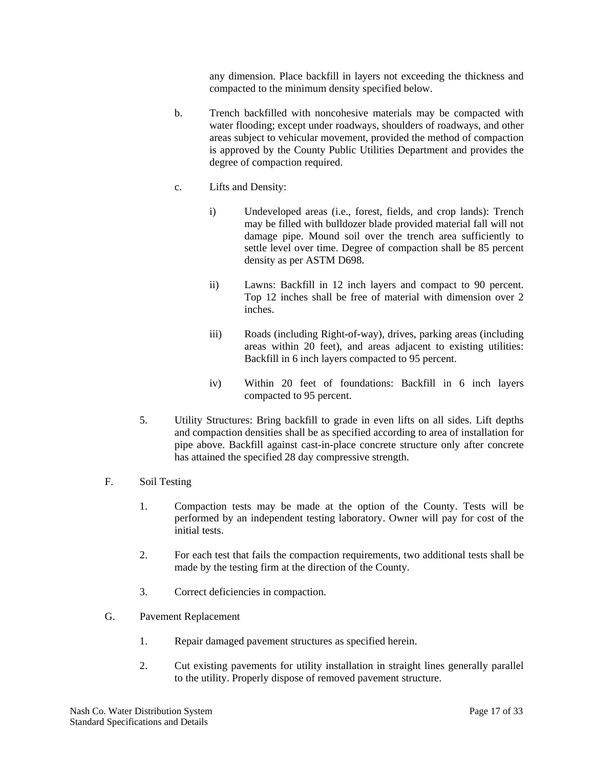any dimension. Place backfill in layers not exceeding the thickness and compacted to the minimum density specified below.

b. Trench backfilled with noncohesive materials may be compacted with water flooding; except under roadways, shoulders of roadways, and other areas subject to vehicular movement, provided the method of compaction is approved by the County Public Utilities Department and provides the degree of compaction required.

c. Lifts and Density:

i) Undeveloped areas (i.e., forest, fields, and crop lands): Trench may be filled with bulldozer blade provided material fall will not damage pipe. Mound soil over the trench area sufficiently to settle level over time. Degree of compaction shall be 85 percent density as per ASTM D698.

ii) Lawns: Backfill in 12 inch layers and compact to 90 percent. Top 12 inches shall be free of material with dimension over 2 inches.

iii) Roads (including Right-of-way), drives, parking areas (including areas within 20 feet), and areas adjacent to existing utilities: Backfill in 6 inch layers compacted to 95 percent.

iv) Within 20 feet of foundations: Backfill in 6 inch layers compacted to 95 percent.

5. Utility Structures: Bring backfill to grade in even lifts on all sides. Lift depths and compaction densities shall be as specified according to area of installation for pipe above. Backfill against cast-in-place concrete structure only after concrete has attained the specified 28 day compressive strength.

F. Soil Testing

1. Compaction tests may be made at the option of the County. Tests will be performed by an independent testing laboratory. Owner will pay for cost of the initial tests.

2. For each test that fails the compaction requirements, two additional tests shall be made by the testing firm at the direction of the County.

3. Correct deficiencies in compaction.

G. Pavement Replacement

1. Repair damaged pavement structures as specified herein.

2. Cut existing pavements for utility installation in straight lines generally parallel to the utility. Properly dispose of removed pavement structure.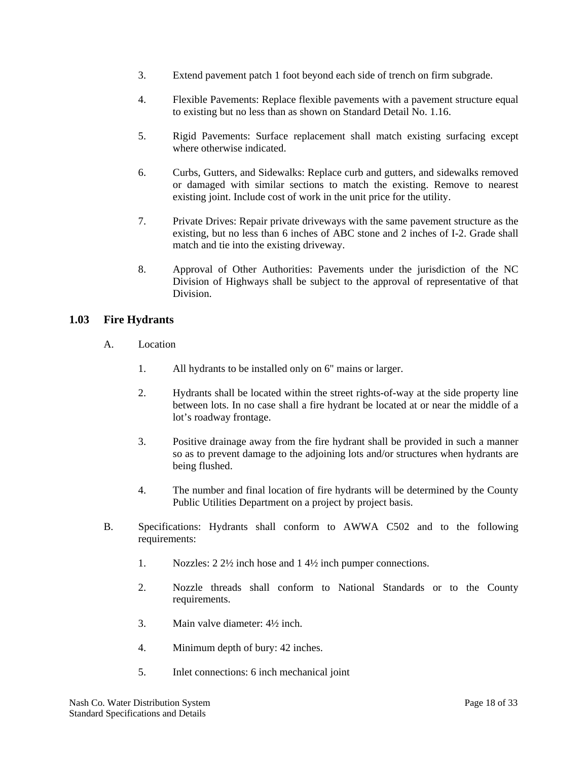3. Extend pavement patch 1 foot beyond each side of trench on firm subgrade.

4. Flexible Pavements: Replace flexible pavements with a pavement structure equal to existing but no less than as shown on Standard Detail No. 1.16.

5. Rigid Pavements: Surface replacement shall match existing surfacing except where otherwise indicated.

6. Curbs, Gutters, and Sidewalks: Replace curb and gutters, and sidewalks removed or damaged with similar sections to match the existing. Remove to nearest existing joint. Include cost of work in the unit price for the utility.

7. Private Drives: Repair private driveways with the same pavement structure as the existing, but no less than 6 inches of ABC stone and 2 inches of I-2. Grade shall match and tie into the existing driveway.

8. Approval of Other Authorities: Pavements under the jurisdiction of the NC Division of Highways shall be subject to the approval of representative of that Division.

## 1.03 Fire Hydrants

A. Location

1. All hydrants to be installed only on 6" mains or larger.

2. Hydrants shall be located within the street rights-of-way at the side property line between lots. In no case shall a fire hydrant be located at or near the middle of a lot's roadway frontage.

3. Positive drainage away from the fire hydrant shall be provided in such a manner so as to prevent damage to the adjoining lots and/or structures when hydrants are being flushed.

4. The number and final location of fire hydrants will be determined by the County Public Utilities Department on a project by project basis.

B. Specifications: Hydrants shall conform to AWWA C502 and to the following requirements:

1. Nozzles: 2 2½ inch hose and 1 4½ inch pumper connections.

2. Nozzle threads shall conform to National Standards or to the County requirements.

3. Main valve diameter: 4½ inch.

4. Minimum depth of bury: 42 inches.

5. Inlet connections: 6 inch mechanical joint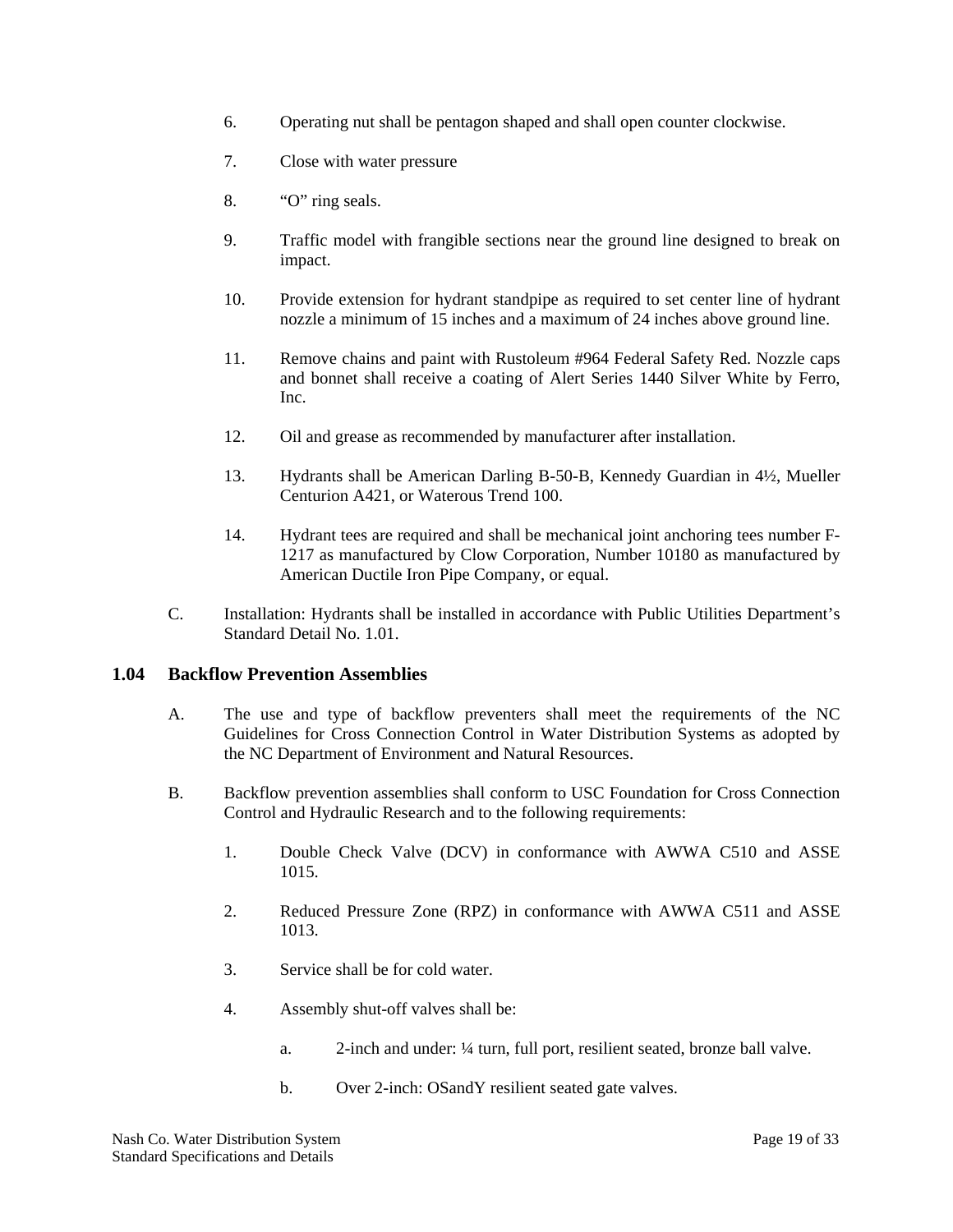6. Operating nut shall be pentagon shaped and shall open counter clockwise.

7. Close with water pressure

8. "O" ring seals.

9. Traffic model with frangible sections near the ground line designed to break on impact.

10. Provide extension for hydrant standpipe as required to set center line of hydrant nozzle a minimum of 15 inches and a maximum of 24 inches above ground line.

11. Remove chains and paint with Rustoleum #964 Federal Safety Red. Nozzle caps and bonnet shall receive a coating of Alert Series 1440 Silver White by Ferro, Inc.

12. Oil and grease as recommended by manufacturer after installation.

13. Hydrants shall be American Darling B-50-B, Kennedy Guardian in 4½, Mueller Centurion A421, or Waterous Trend 100.

14. Hydrant tees are required and shall be mechanical joint anchoring tees number F-1217 as manufactured by Clow Corporation, Number 10180 as manufactured by American Ductile Iron Pipe Company, or equal.

C. Installation: Hydrants shall be installed in accordance with Public Utilities Department's Standard Detail No. 1.01.

## 1.04 Backflow Prevention Assemblies

A. The use and type of backflow preventers shall meet the requirements of the NC Guidelines for Cross Connection Control in Water Distribution Systems as adopted by the NC Department of Environment and Natural Resources.

B. Backflow prevention assemblies shall conform to USC Foundation for Cross Connection Control and Hydraulic Research and to the following requirements:

1. Double Check Valve (DCV) in conformance with AWWA C510 and ASSE 1015.

2. Reduced Pressure Zone (RPZ) in conformance with AWWA C511 and ASSE 1013.

3. Service shall be for cold water.

4. Assembly shut-off valves shall be:

   a. 2-inch and under: ¼ turn, full port, resilient seated, bronze ball valve.

   b. Over 2-inch: OSandY resilient seated gate valves.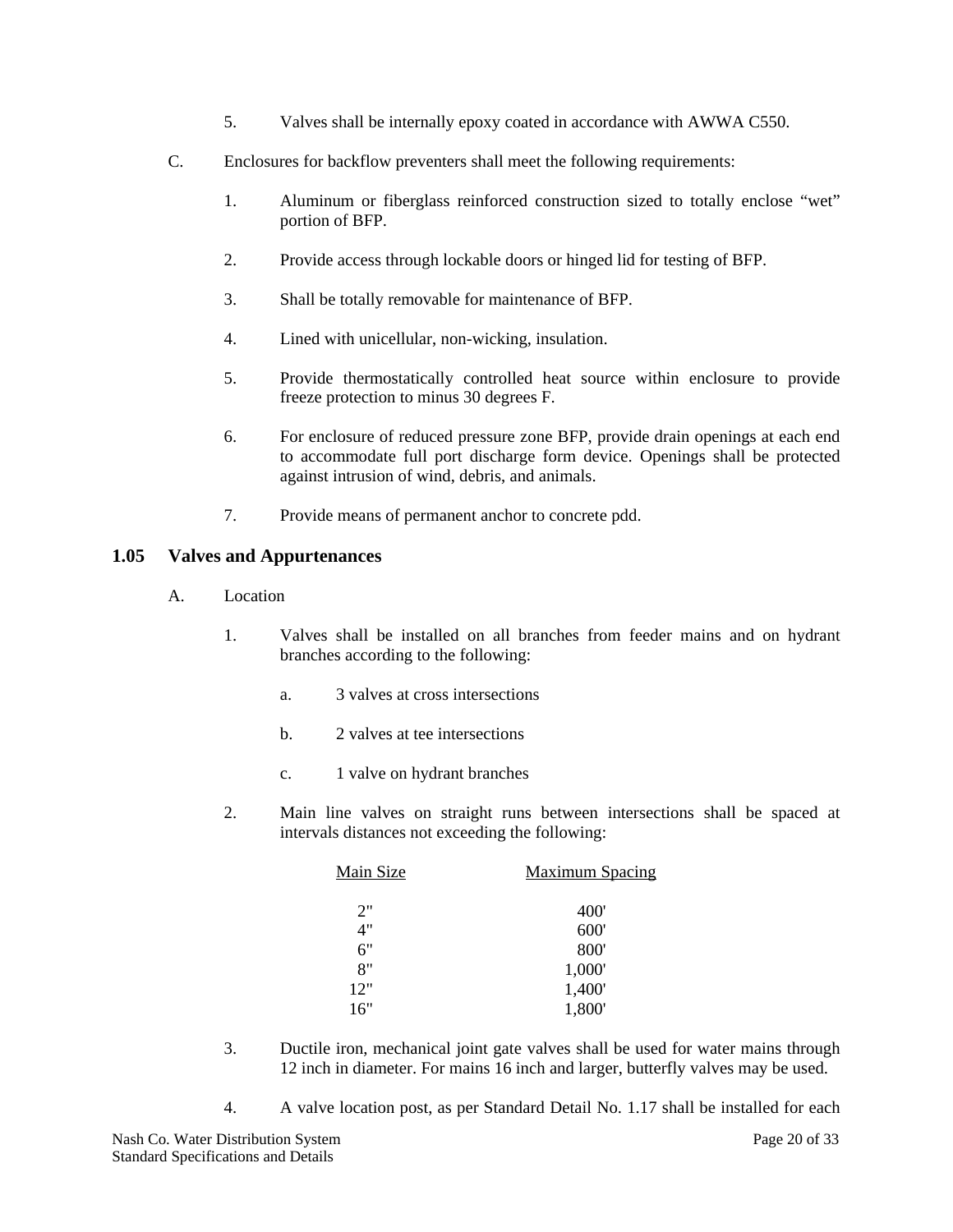5. Valves shall be internally epoxy coated in accordance with AWWA C550.

C. Enclosures for backflow preventers shall meet the following requirements:

1. Aluminum or fiberglass reinforced construction sized to totally enclose “wet” portion of BFP.

2. Provide access through lockable doors or hinged lid for testing of BFP.

3. Shall be totally removable for maintenance of BFP.

4. Lined with unicellular, non-wicking, insulation.

5. Provide thermostatically controlled heat source within enclosure to provide freeze protection to minus 30 degrees F.

6. For enclosure of reduced pressure zone BFP, provide drain openings at each end to accommodate full port discharge form device. Openings shall be protected against intrusion of wind, debris, and animals.

7. Provide means of permanent anchor to concrete pdd.

## 1.05 Valves and Appurtenances

A. Location

1. Valves shall be installed on all branches from feeder mains and on hydrant branches according to the following:

   a. 3 valves at cross intersections

   b. 2 valves at tee intersections

   c. 1 valve on hydrant branches

2. Main line valves on straight runs between intersections shall be spaced at intervals distances not exceeding the following:

| Main Size | Maximum Spacing |
|---|---|
| 2" | 400' |
| 4" | 600' |
| 6" | 800' |
| 8" | 1,000' |
| 12" | 1,400' |
| 16" | 1,800' |

3. Ductile iron, mechanical joint gate valves shall be used for water mains through 12 inch in diameter. For mains 16 inch and larger, butterfly valves may be used.

4. A valve location post, as per Standard Detail No. 1.17 shall be installed for each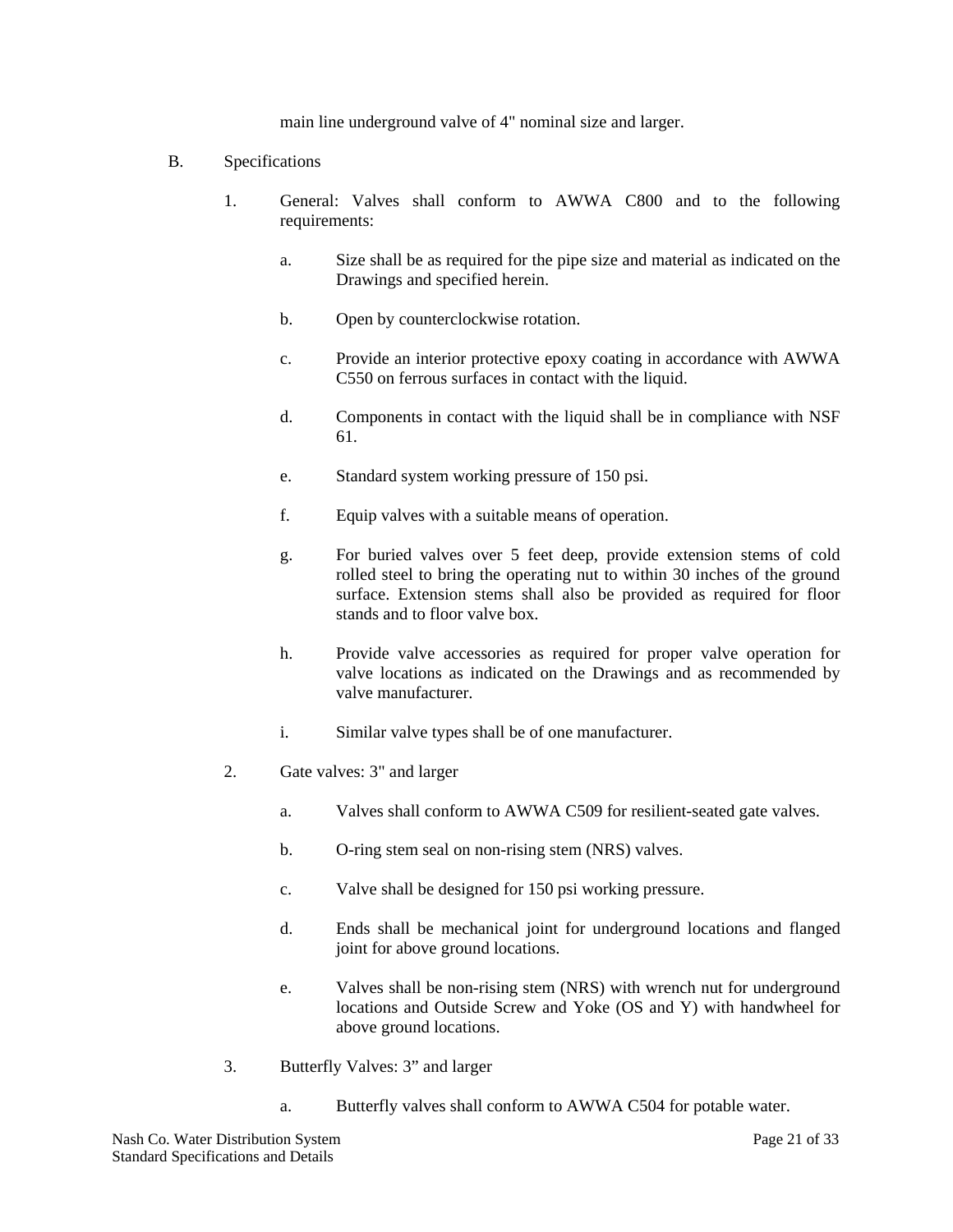main line underground valve of 4" nominal size and larger.

B. Specifications

1. General: Valves shall conform to AWWA C800 and to the following requirements:

   a. Size shall be as required for the pipe size and material as indicated on the Drawings and specified herein.

   b. Open by counterclockwise rotation.

   c. Provide an interior protective epoxy coating in accordance with AWWA C550 on ferrous surfaces in contact with the liquid.

   d. Components in contact with the liquid shall be in compliance with NSF 61.

   e. Standard system working pressure of 150 psi.

   f. Equip valves with a suitable means of operation.

   g. For buried valves over 5 feet deep, provide extension stems of cold rolled steel to bring the operating nut to within 30 inches of the ground surface. Extension stems shall also be provided as required for floor stands and to floor valve box.

   h. Provide valve accessories as required for proper valve operation for valve locations as indicated on the Drawings and as recommended by valve manufacturer.

   i. Similar valve types shall be of one manufacturer.

2. Gate valves: 3" and larger

   a. Valves shall conform to AWWA C509 for resilient-seated gate valves.

   b. O-ring stem seal on non-rising stem (NRS) valves.

   c. Valve shall be designed for 150 psi working pressure.

   d. Ends shall be mechanical joint for underground locations and flanged joint for above ground locations.

   e. Valves shall be non-rising stem (NRS) with wrench nut for underground locations and Outside Screw and Yoke (OS and Y) with handwheel for above ground locations.

3. Butterfly Valves: 3" and larger

   a. Butterfly valves shall conform to AWWA C504 for potable water.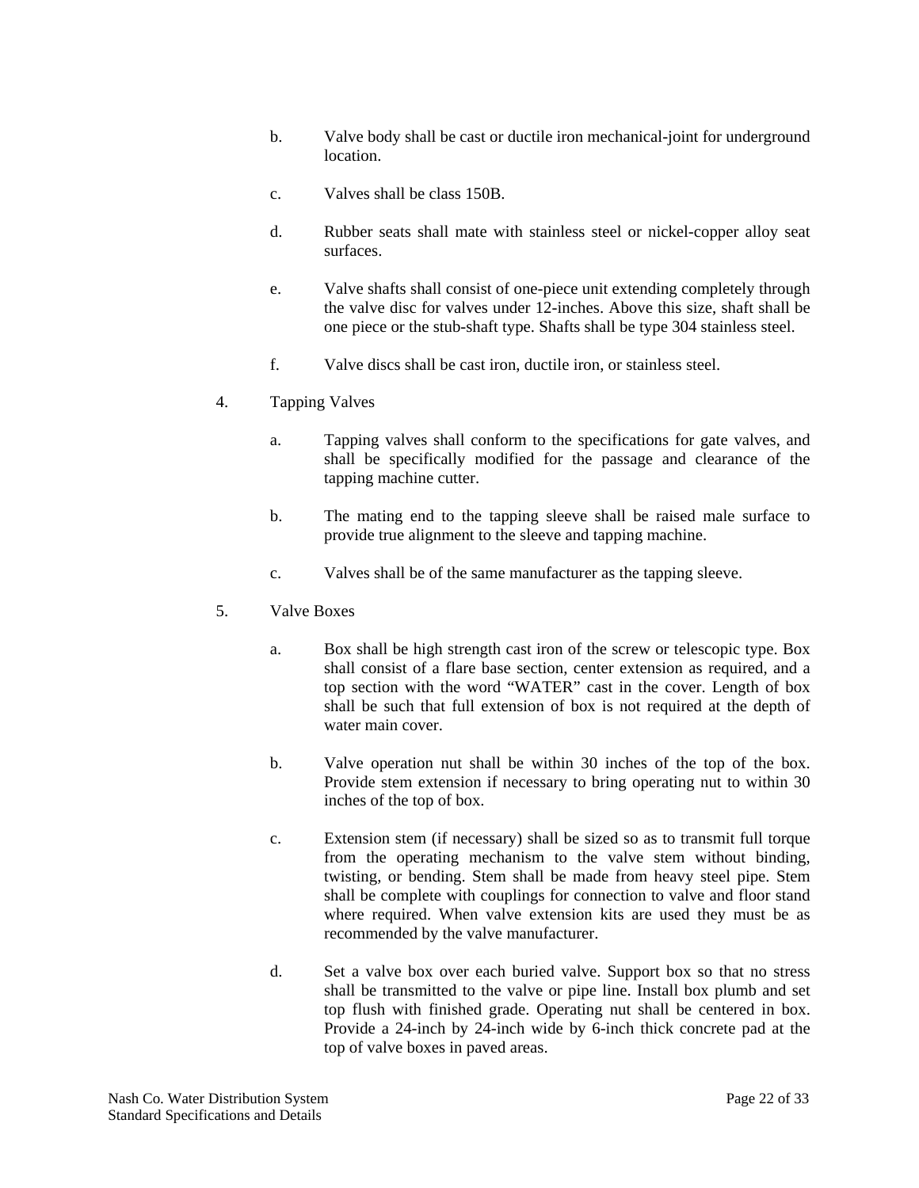b. Valve body shall be cast or ductile iron mechanical-joint for underground location.

c. Valves shall be class 150B.

d. Rubber seats shall mate with stainless steel or nickel-copper alloy seat surfaces.

e. Valve shafts shall consist of one-piece unit extending completely through the valve disc for valves under 12-inches. Above this size, shaft shall be one piece or the stub-shaft type. Shafts shall be type 304 stainless steel.

f. Valve discs shall be cast iron, ductile iron, or stainless steel.

4. Tapping Valves

a. Tapping valves shall conform to the specifications for gate valves, and shall be specifically modified for the passage and clearance of the tapping machine cutter.

b. The mating end to the tapping sleeve shall be raised male surface to provide true alignment to the sleeve and tapping machine.

c. Valves shall be of the same manufacturer as the tapping sleeve.

5. Valve Boxes

a. Box shall be high strength cast iron of the screw or telescopic type. Box shall consist of a flare base section, center extension as required, and a top section with the word "WATER" cast in the cover. Length of box shall be such that full extension of box is not required at the depth of water main cover.

b. Valve operation nut shall be within 30 inches of the top of the box. Provide stem extension if necessary to bring operating nut to within 30 inches of the top of box.

c. Extension stem (if necessary) shall be sized so as to transmit full torque from the operating mechanism to the valve stem without binding, twisting, or bending. Stem shall be made from heavy steel pipe. Stem shall be complete with couplings for connection to valve and floor stand where required. When valve extension kits are used they must be as recommended by the valve manufacturer.

d. Set a valve box over each buried valve. Support box so that no stress shall be transmitted to the valve or pipe line. Install box plumb and set top flush with finished grade. Operating nut shall be centered in box. Provide a 24-inch by 24-inch wide by 6-inch thick concrete pad at the top of valve boxes in paved areas.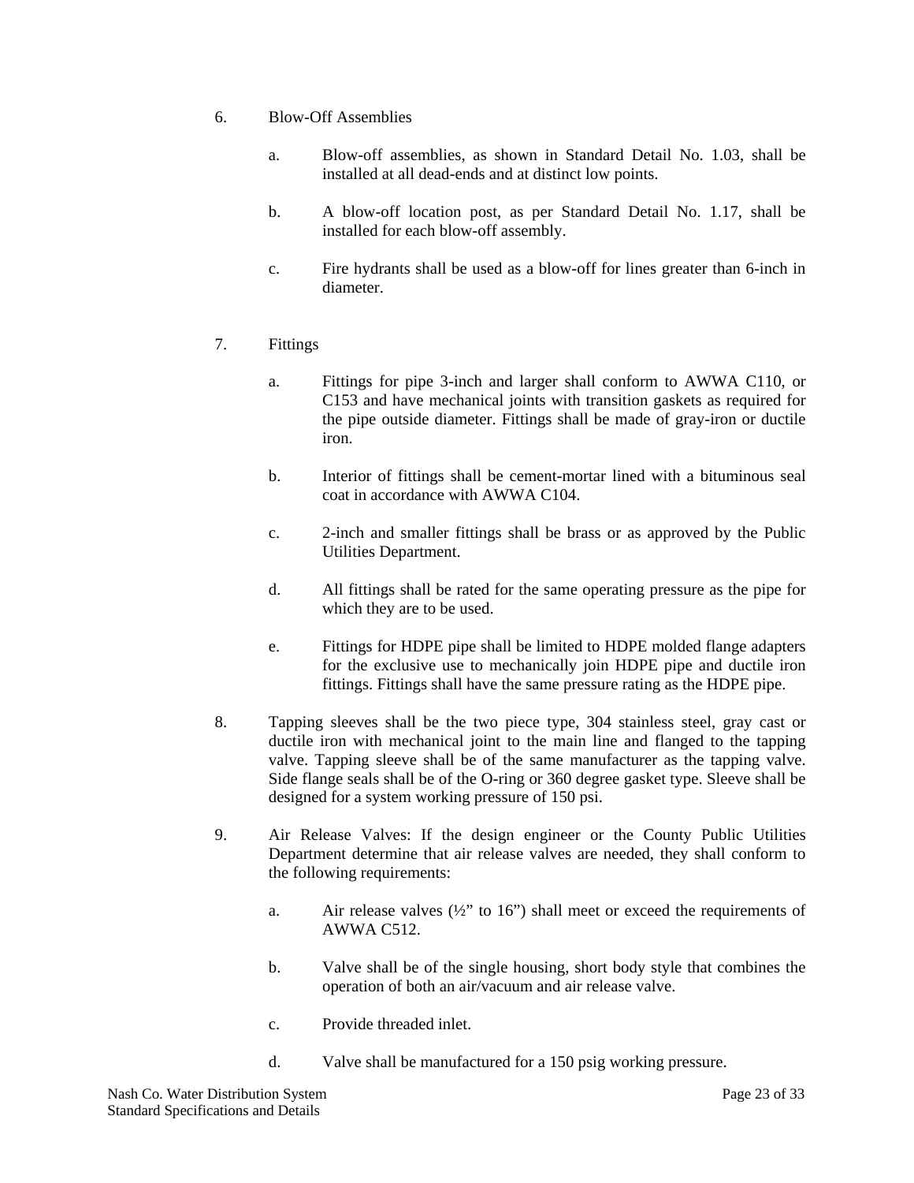6. Blow-Off Assemblies

   a. Blow-off assemblies, as shown in Standard Detail No. 1.03, shall be installed at all dead-ends and at distinct low points.

   b. A blow-off location post, as per Standard Detail No. 1.17, shall be installed for each blow-off assembly.

   c. Fire hydrants shall be used as a blow-off for lines greater than 6-inch in diameter.

7. Fittings

   a. Fittings for pipe 3-inch and larger shall conform to AWWA C110, or C153 and have mechanical joints with transition gaskets as required for the pipe outside diameter. Fittings shall be made of gray-iron or ductile iron.

   b. Interior of fittings shall be cement-mortar lined with a bituminous seal coat in accordance with AWWA C104.

   c. 2-inch and smaller fittings shall be brass or as approved by the Public Utilities Department.

   d. All fittings shall be rated for the same operating pressure as the pipe for which they are to be used.

   e. Fittings for HDPE pipe shall be limited to HDPE molded flange adapters for the exclusive use to mechanically join HDPE pipe and ductile iron fittings. Fittings shall have the same pressure rating as the HDPE pipe.

8. Tapping sleeves shall be the two piece type, 304 stainless steel, gray cast or ductile iron with mechanical joint to the main line and flanged to the tapping valve. Tapping sleeve shall be of the same manufacturer as the tapping valve. Side flange seals shall be of the O-ring or 360 degree gasket type. Sleeve shall be designed for a system working pressure of 150 psi.

9. Air Release Valves: If the design engineer or the County Public Utilities Department determine that air release valves are needed, they shall conform to the following requirements:

   a. Air release valves (½" to 16") shall meet or exceed the requirements of AWWA C512.

   b. Valve shall be of the single housing, short body style that combines the operation of both an air/vacuum and air release valve.

   c. Provide threaded inlet.

   d. Valve shall be manufactured for a 150 psig working pressure.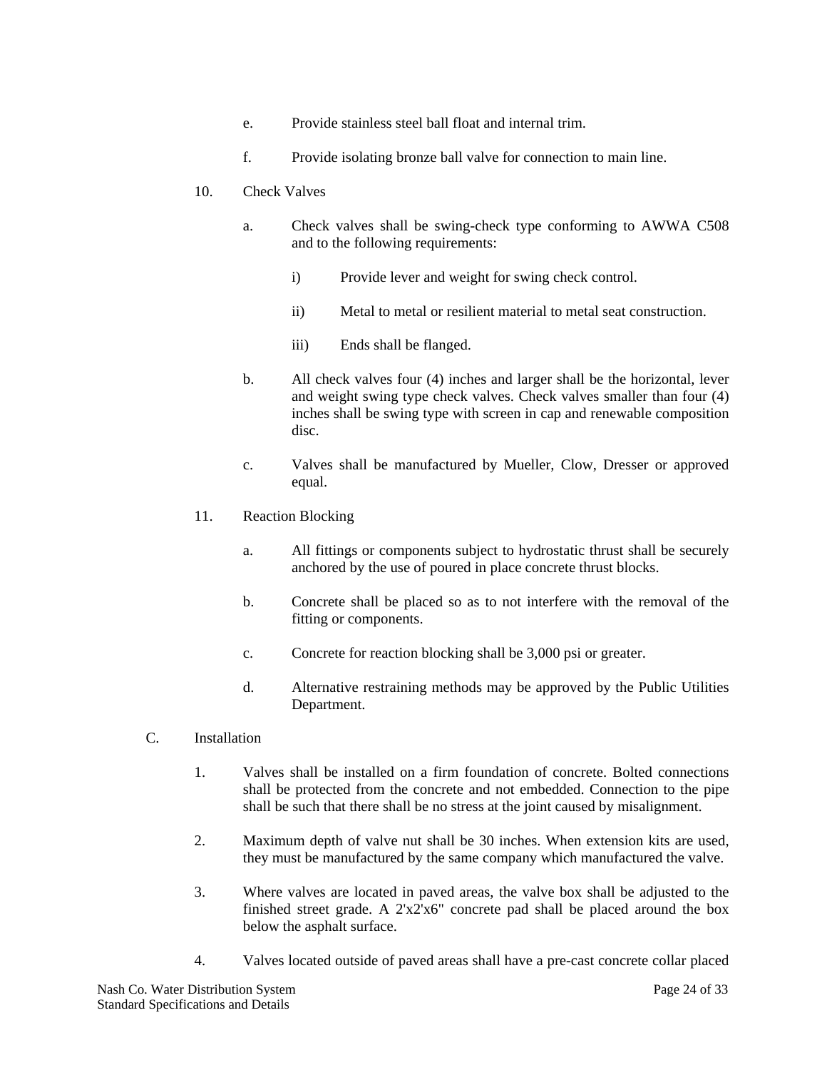e. Provide stainless steel ball float and internal trim.

f. Provide isolating bronze ball valve for connection to main line.

10. Check Valves

a. Check valves shall be swing-check type conforming to AWWA C508 and to the following requirements:

i) Provide lever and weight for swing check control.

ii) Metal to metal or resilient material to metal seat construction.

iii) Ends shall be flanged.

b. All check valves four (4) inches and larger shall be the horizontal, lever and weight swing type check valves. Check valves smaller than four (4) inches shall be swing type with screen in cap and renewable composition disc.

c. Valves shall be manufactured by Mueller, Clow, Dresser or approved equal.

11. Reaction Blocking

a. All fittings or components subject to hydrostatic thrust shall be securely anchored by the use of poured in place concrete thrust blocks.

b. Concrete shall be placed so as to not interfere with the removal of the fitting or components.

c. Concrete for reaction blocking shall be 3,000 psi or greater.

d. Alternative restraining methods may be approved by the Public Utilities Department.

C. Installation

1. Valves shall be installed on a firm foundation of concrete. Bolted connections shall be protected from the concrete and not embedded. Connection to the pipe shall be such that there shall be no stress at the joint caused by misalignment.

2. Maximum depth of valve nut shall be 30 inches. When extension kits are used, they must be manufactured by the same company which manufactured the valve.

3. Where valves are located in paved areas, the valve box shall be adjusted to the finished street grade. A 2'x2'x6" concrete pad shall be placed around the box below the asphalt surface.

4. Valves located outside of paved areas shall have a pre-cast concrete collar placed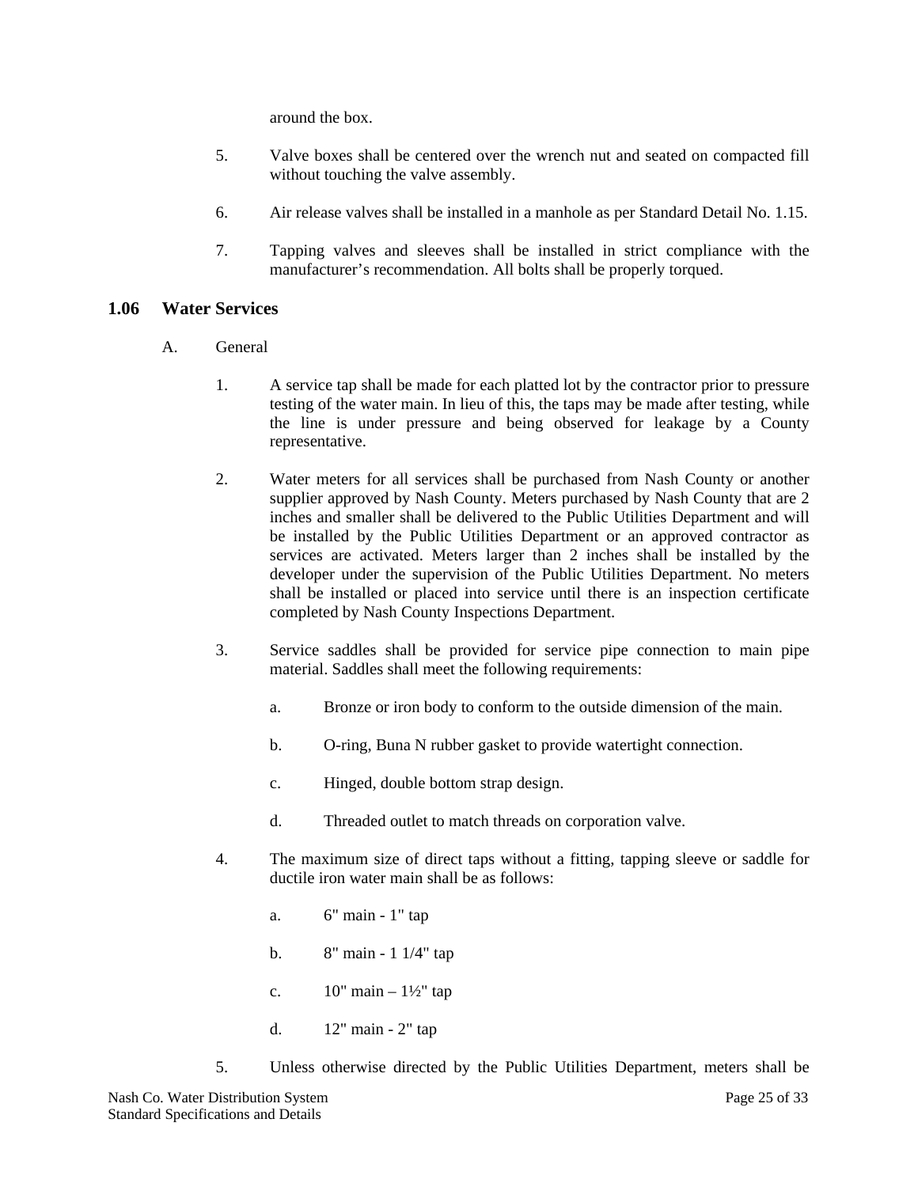around the box.

5. Valve boxes shall be centered over the wrench nut and seated on compacted fill without touching the valve assembly.

6. Air release valves shall be installed in a manhole as per Standard Detail No. 1.15.

7. Tapping valves and sleeves shall be installed in strict compliance with the manufacturer's recommendation. All bolts shall be properly torqued.

## 1.06 Water Services

A. General

1. A service tap shall be made for each platted lot by the contractor prior to pressure testing of the water main. In lieu of this, the taps may be made after testing, while the line is under pressure and being observed for leakage by a County representative.

2. Water meters for all services shall be purchased from Nash County or another supplier approved by Nash County. Meters purchased by Nash County that are 2 inches and smaller shall be delivered to the Public Utilities Department and will be installed by the Public Utilities Department or an approved contractor as services are activated. Meters larger than 2 inches shall be installed by the developer under the supervision of the Public Utilities Department. No meters shall be installed or placed into service until there is an inspection certificate completed by Nash County Inspections Department.

3. Service saddles shall be provided for service pipe connection to main pipe material. Saddles shall meet the following requirements:

   a. Bronze or iron body to conform to the outside dimension of the main.

   b. O-ring, Buna N rubber gasket to provide watertight connection.

   c. Hinged, double bottom strap design.

   d. Threaded outlet to match threads on corporation valve.

4. The maximum size of direct taps without a fitting, tapping sleeve or saddle for ductile iron water main shall be as follows:

   a. 6" main - 1" tap

   b. 8" main - 1 1/4" tap

   c. 10" main – 1½" tap

   d. 12" main - 2" tap

5. Unless otherwise directed by the Public Utilities Department, meters shall be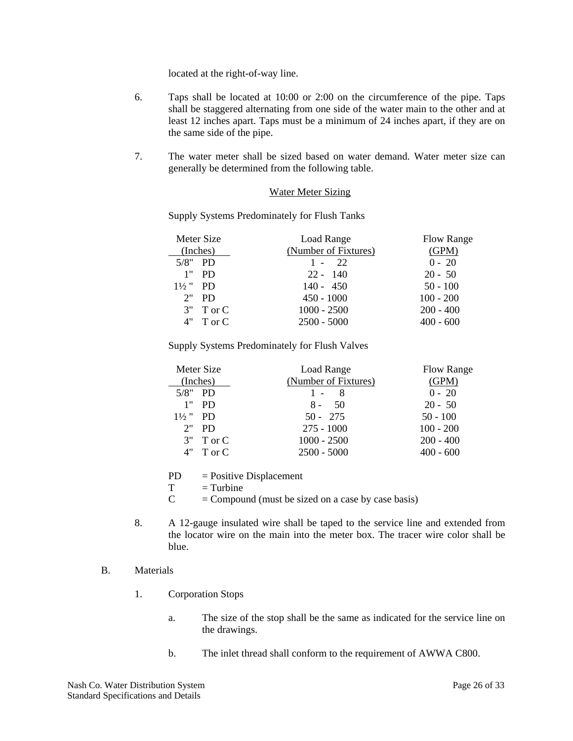located at the right-of-way line.

6. Taps shall be located at 10:00 or 2:00 on the circumference of the pipe. Taps shall be staggered alternating from one side of the water main to the other and at least 12 inches apart. Taps must be a minimum of 24 inches apart, if they are on the same side of the pipe.

7. The water meter shall be sized based on water demand. Water meter size can generally be determined from the following table.

<u>Water Meter Sizing</u>

Supply Systems Predominately for Flush Tanks

| Meter Size (Inches) | Load Range (Number of Fixtures) | Flow Range (GPM) |
|---|---|---|
| 5/8" PD | 1 - 22 | 0 - 20 |
| 1" PD | 22 - 140 | 20 - 50 |
| 1½ " PD | 140 - 450 | 50 - 100 |
| 2" PD | 450 - 1000 | 100 - 200 |
| 3" T or C | 1000 - 2500 | 200 - 400 |
| 4" T or C | 2500 - 5000 | 400 - 600 |

Supply Systems Predominately for Flush Valves

| Meter Size (Inches) | Load Range (Number of Fixtures) | Flow Range (GPM) |
|---|---|---|
| 5/8" PD | 1 - 8 | 0 - 20 |
| 1" PD | 8 - 50 | 20 - 50 |
| 1½ " PD | 50 - 275 | 50 - 100 |
| 2" PD | 275 - 1000 | 100 - 200 |
| 3" T or C | 1000 - 2500 | 200 - 400 |
| 4" T or C | 2500 - 5000 | 400 - 600 |

PD = Positive Displacement
T = Turbine
C = Compound (must be sized on a case by case basis)

8. A 12-gauge insulated wire shall be taped to the service line and extended from the locator wire on the main into the meter box. The tracer wire color shall be blue.

B. Materials

1. Corporation Stops

   a. The size of the stop shall be the same as indicated for the service line on the drawings.

   b. The inlet thread shall conform to the requirement of AWWA C800.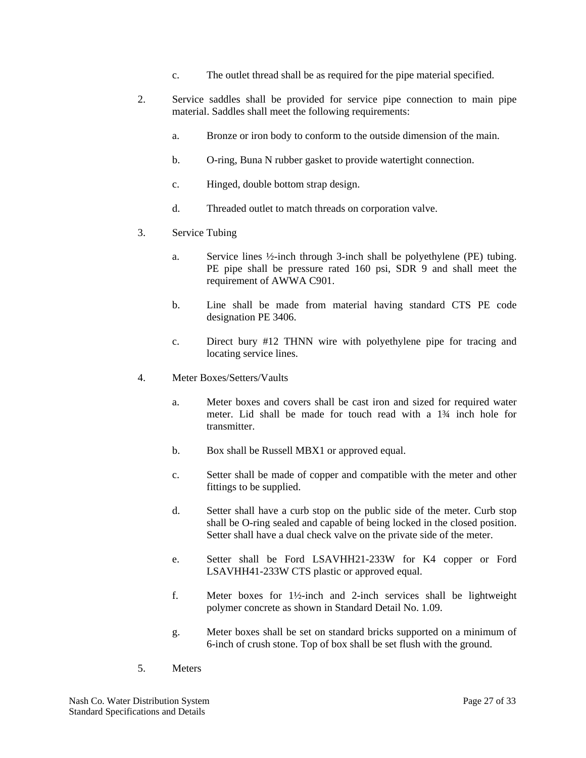c. The outlet thread shall be as required for the pipe material specified.

2. Service saddles shall be provided for service pipe connection to main pipe material. Saddles shall meet the following requirements:

   a. Bronze or iron body to conform to the outside dimension of the main.

   b. O-ring, Buna N rubber gasket to provide watertight connection.

   c. Hinged, double bottom strap design.

   d. Threaded outlet to match threads on corporation valve.

3. Service Tubing

   a. Service lines ½-inch through 3-inch shall be polyethylene (PE) tubing. PE pipe shall be pressure rated 160 psi, SDR 9 and shall meet the requirement of AWWA C901.

   b. Line shall be made from material having standard CTS PE code designation PE 3406.

   c. Direct bury #12 THNN wire with polyethylene pipe for tracing and locating service lines.

4. Meter Boxes/Setters/Vaults

   a. Meter boxes and covers shall be cast iron and sized for required water meter. Lid shall be made for touch read with a 1¾ inch hole for transmitter.

   b. Box shall be Russell MBX1 or approved equal.

   c. Setter shall be made of copper and compatible with the meter and other fittings to be supplied.

   d. Setter shall have a curb stop on the public side of the meter. Curb stop shall be O-ring sealed and capable of being locked in the closed position. Setter shall have a dual check valve on the private side of the meter.

   e. Setter shall be Ford LSAVHH21-233W for K4 copper or Ford LSAVHH41-233W CTS plastic or approved equal.

   f. Meter boxes for 1½-inch and 2-inch services shall be lightweight polymer concrete as shown in Standard Detail No. 1.09.

   g. Meter boxes shall be set on standard bricks supported on a minimum of 6-inch of crush stone. Top of box shall be set flush with the ground.

5. Meters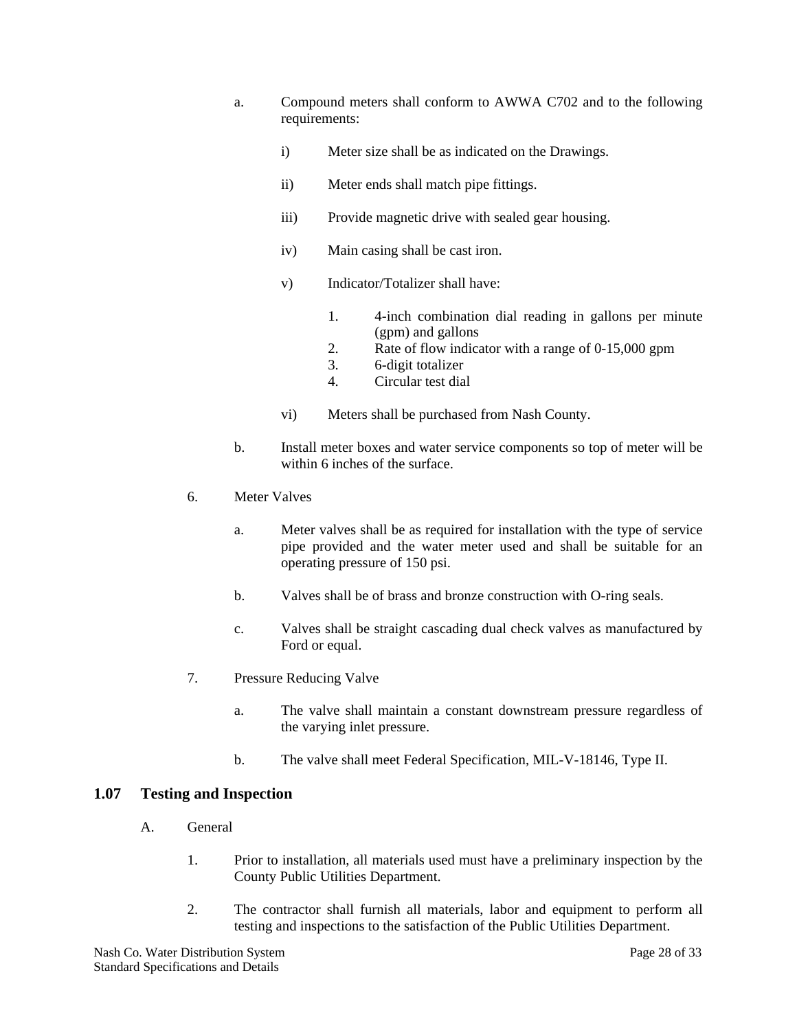a. Compound meters shall conform to AWWA C702 and to the following requirements:

   i) Meter size shall be as indicated on the Drawings.

   ii) Meter ends shall match pipe fittings.

   iii) Provide magnetic drive with sealed gear housing.

   iv) Main casing shall be cast iron.

   v) Indicator/Totalizer shall have:

      1. 4-inch combination dial reading in gallons per minute (gpm) and gallons
      2. Rate of flow indicator with a range of 0-15,000 gpm
      3. 6-digit totalizer
      4. Circular test dial

   vi) Meters shall be purchased from Nash County.

b. Install meter boxes and water service components so top of meter will be within 6 inches of the surface.

6. Meter Valves

   a. Meter valves shall be as required for installation with the type of service pipe provided and the water meter used and shall be suitable for an operating pressure of 150 psi.

   b. Valves shall be of brass and bronze construction with O-ring seals.

   c. Valves shall be straight cascading dual check valves as manufactured by Ford or equal.

7. Pressure Reducing Valve

   a. The valve shall maintain a constant downstream pressure regardless of the varying inlet pressure.

   b. The valve shall meet Federal Specification, MIL-V-18146, Type II.

## 1.07 Testing and Inspection

A. General

1. Prior to installation, all materials used must have a preliminary inspection by the County Public Utilities Department.

2. The contractor shall furnish all materials, labor and equipment to perform all testing and inspections to the satisfaction of the Public Utilities Department.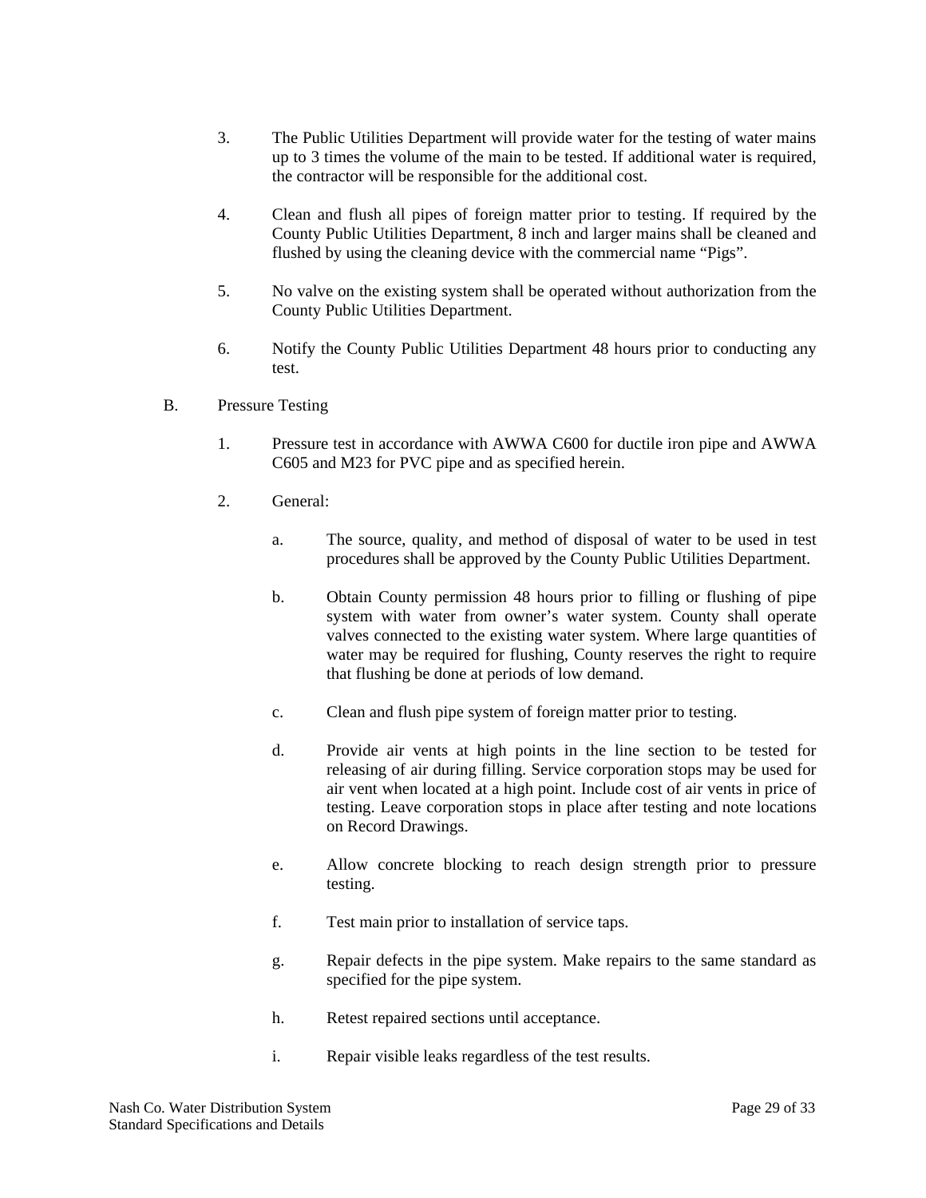3. The Public Utilities Department will provide water for the testing of water mains up to 3 times the volume of the main to be tested. If additional water is required, the contractor will be responsible for the additional cost.

4. Clean and flush all pipes of foreign matter prior to testing. If required by the County Public Utilities Department, 8 inch and larger mains shall be cleaned and flushed by using the cleaning device with the commercial name "Pigs".

5. No valve on the existing system shall be operated without authorization from the County Public Utilities Department.

6. Notify the County Public Utilities Department 48 hours prior to conducting any test.

B. Pressure Testing

1. Pressure test in accordance with AWWA C600 for ductile iron pipe and AWWA C605 and M23 for PVC pipe and as specified herein.

2. General:

   a. The source, quality, and method of disposal of water to be used in test procedures shall be approved by the County Public Utilities Department.

   b. Obtain County permission 48 hours prior to filling or flushing of pipe system with water from owner's water system. County shall operate valves connected to the existing water system. Where large quantities of water may be required for flushing, County reserves the right to require that flushing be done at periods of low demand.

   c. Clean and flush pipe system of foreign matter prior to testing.

   d. Provide air vents at high points in the line section to be tested for releasing of air during filling. Service corporation stops may be used for air vent when located at a high point. Include cost of air vents in price of testing. Leave corporation stops in place after testing and note locations on Record Drawings.

   e. Allow concrete blocking to reach design strength prior to pressure testing.

   f. Test main prior to installation of service taps.

   g. Repair defects in the pipe system. Make repairs to the same standard as specified for the pipe system.

   h. Retest repaired sections until acceptance.

   i. Repair visible leaks regardless of the test results.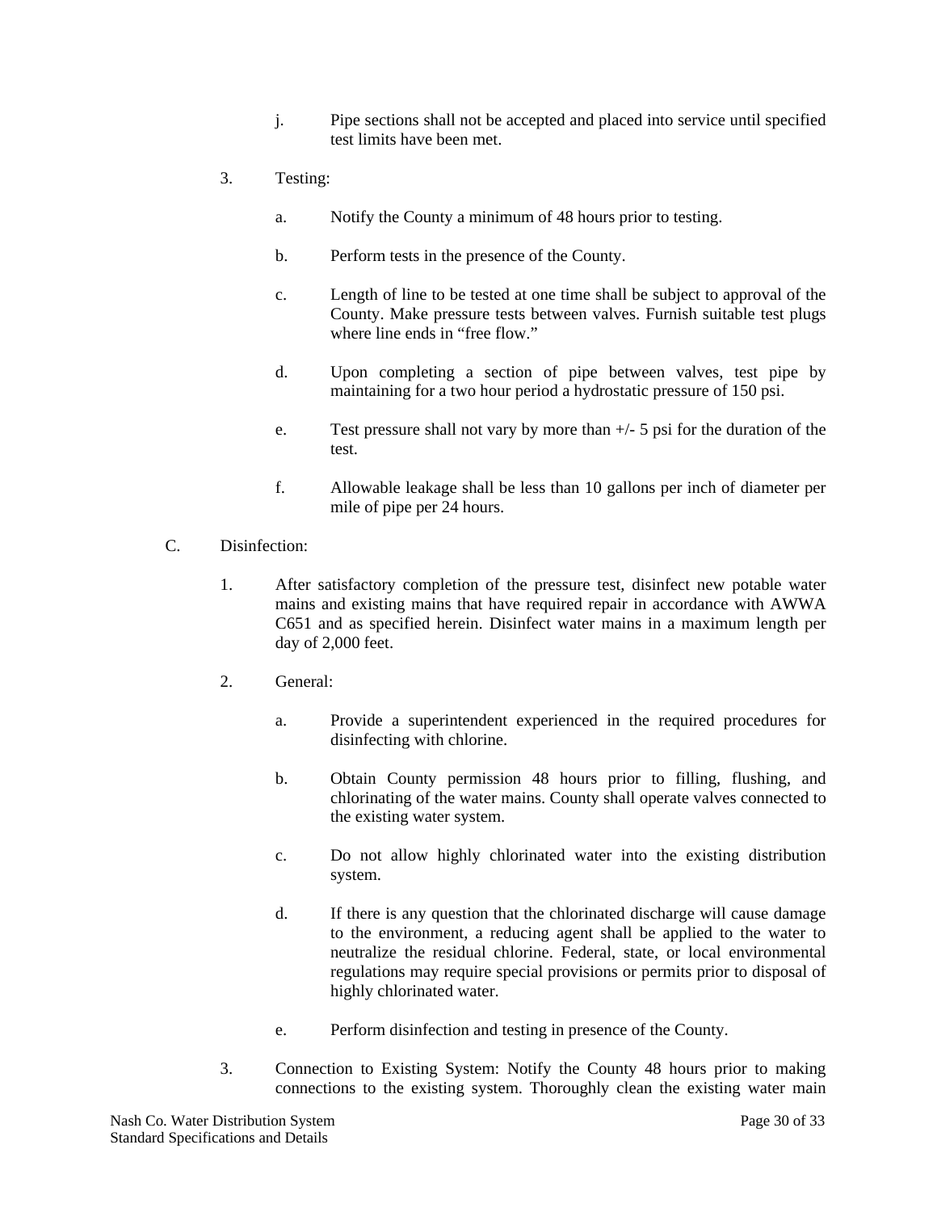j. Pipe sections shall not be accepted and placed into service until specified test limits have been met.

3. Testing:

   a. Notify the County a minimum of 48 hours prior to testing.

   b. Perform tests in the presence of the County.

   c. Length of line to be tested at one time shall be subject to approval of the County. Make pressure tests between valves. Furnish suitable test plugs where line ends in "free flow."

   d. Upon completing a section of pipe between valves, test pipe by maintaining for a two hour period a hydrostatic pressure of 150 psi.

   e. Test pressure shall not vary by more than +/- 5 psi for the duration of the test.

   f. Allowable leakage shall be less than 10 gallons per inch of diameter per mile of pipe per 24 hours.

C. Disinfection:

1. After satisfactory completion of the pressure test, disinfect new potable water mains and existing mains that have required repair in accordance with AWWA C651 and as specified herein. Disinfect water mains in a maximum length per day of 2,000 feet.

2. General:

   a. Provide a superintendent experienced in the required procedures for disinfecting with chlorine.

   b. Obtain County permission 48 hours prior to filling, flushing, and chlorinating of the water mains. County shall operate valves connected to the existing water system.

   c. Do not allow highly chlorinated water into the existing distribution system.

   d. If there is any question that the chlorinated discharge will cause damage to the environment, a reducing agent shall be applied to the water to neutralize the residual chlorine. Federal, state, or local environmental regulations may require special provisions or permits prior to disposal of highly chlorinated water.

   e. Perform disinfection and testing in presence of the County.

3. Connection to Existing System: Notify the County 48 hours prior to making connections to the existing system. Thoroughly clean the existing water main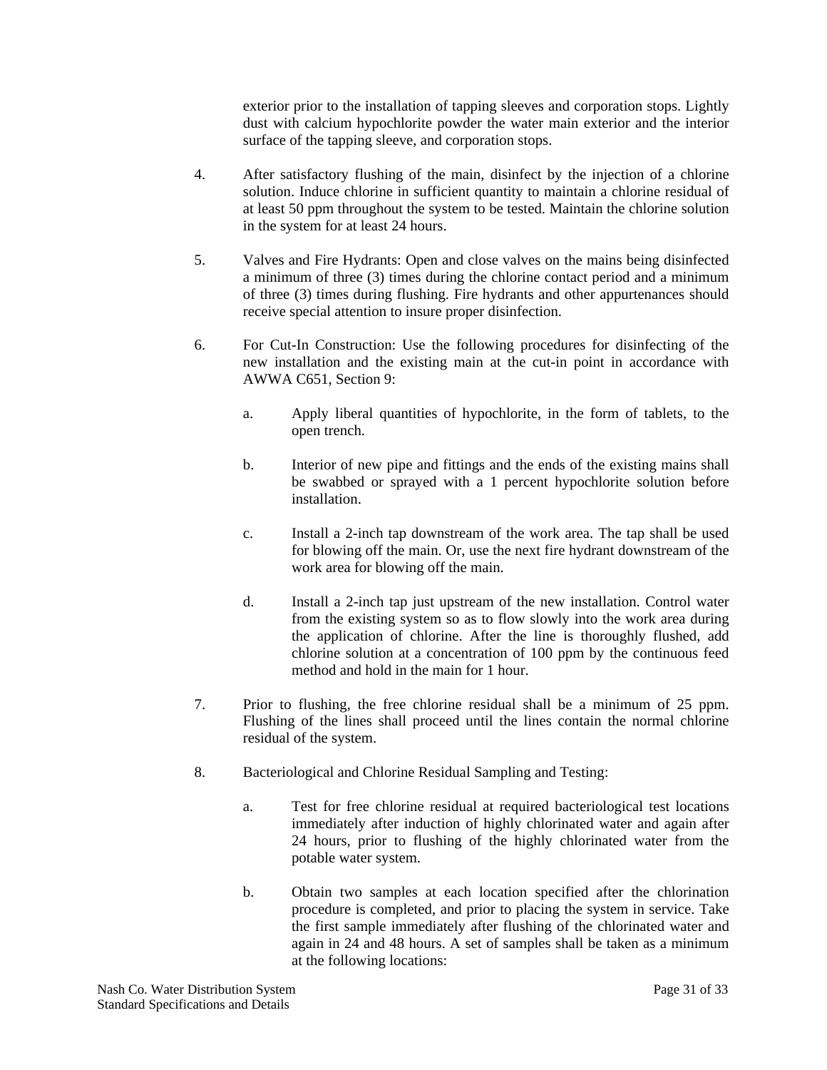exterior prior to the installation of tapping sleeves and corporation stops. Lightly dust with calcium hypochlorite powder the water main exterior and the interior surface of the tapping sleeve, and corporation stops.

4. After satisfactory flushing of the main, disinfect by the injection of a chlorine solution. Induce chlorine in sufficient quantity to maintain a chlorine residual of at least 50 ppm throughout the system to be tested. Maintain the chlorine solution in the system for at least 24 hours.

5. Valves and Fire Hydrants: Open and close valves on the mains being disinfected a minimum of three (3) times during the chlorine contact period and a minimum of three (3) times during flushing. Fire hydrants and other appurtenances should receive special attention to insure proper disinfection.

6. For Cut-In Construction: Use the following procedures for disinfecting of the new installation and the existing main at the cut-in point in accordance with AWWA C651, Section 9:

   a. Apply liberal quantities of hypochlorite, in the form of tablets, to the open trench.

   b. Interior of new pipe and fittings and the ends of the existing mains shall be swabbed or sprayed with a 1 percent hypochlorite solution before installation.

   c. Install a 2-inch tap downstream of the work area. The tap shall be used for blowing off the main. Or, use the next fire hydrant downstream of the work area for blowing off the main.

   d. Install a 2-inch tap just upstream of the new installation. Control water from the existing system so as to flow slowly into the work area during the application of chlorine. After the line is thoroughly flushed, add chlorine solution at a concentration of 100 ppm by the continuous feed method and hold in the main for 1 hour.

7. Prior to flushing, the free chlorine residual shall be a minimum of 25 ppm. Flushing of the lines shall proceed until the lines contain the normal chlorine residual of the system.

8. Bacteriological and Chlorine Residual Sampling and Testing:

   a. Test for free chlorine residual at required bacteriological test locations immediately after induction of highly chlorinated water and again after 24 hours, prior to flushing of the highly chlorinated water from the potable water system.

   b. Obtain two samples at each location specified after the chlorination procedure is completed, and prior to placing the system in service. Take the first sample immediately after flushing of the chlorinated water and again in 24 and 48 hours. A set of samples shall be taken as a minimum at the following locations: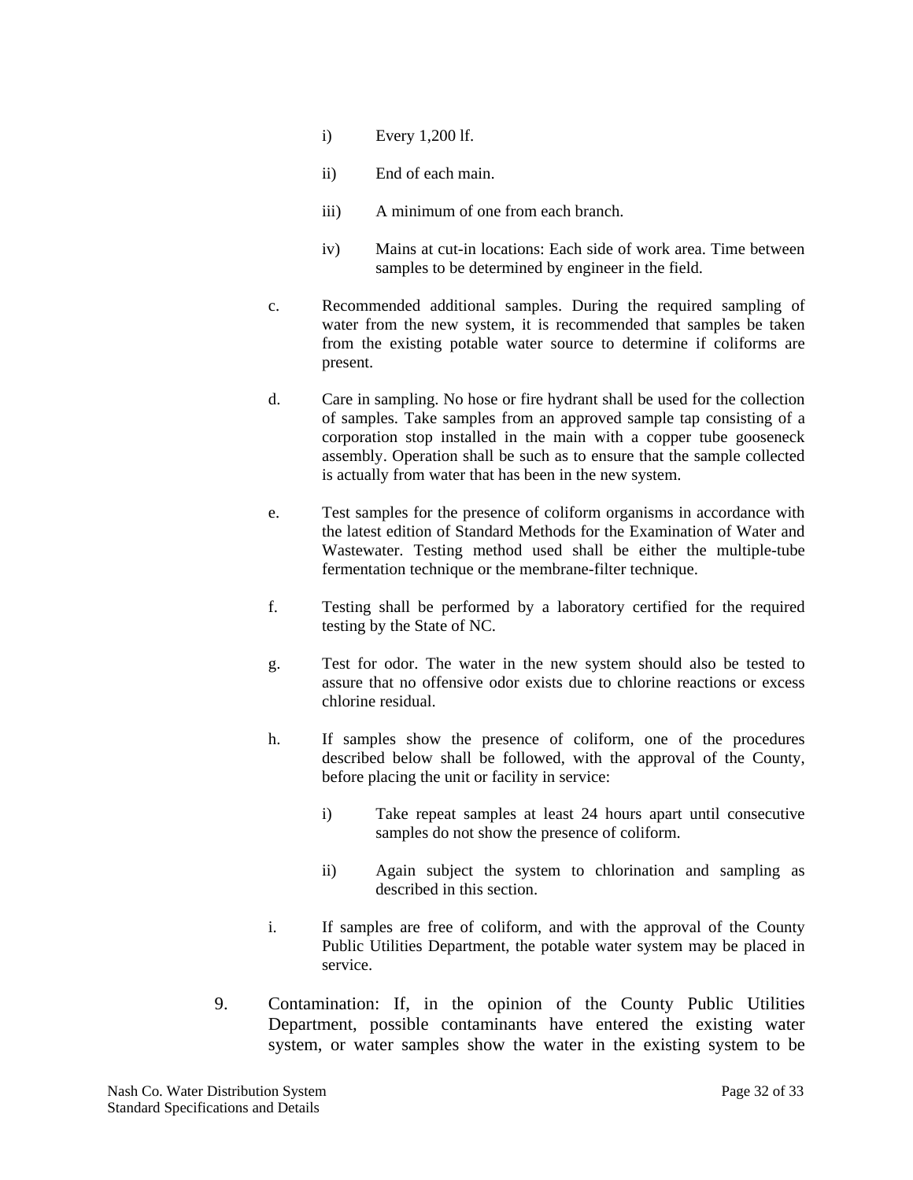i) Every 1,200 lf.

ii) End of each main.

iii) A minimum of one from each branch.

iv) Mains at cut-in locations: Each side of work area. Time between samples to be determined by engineer in the field.

c. Recommended additional samples. During the required sampling of water from the new system, it is recommended that samples be taken from the existing potable water source to determine if coliforms are present.

d. Care in sampling. No hose or fire hydrant shall be used for the collection of samples. Take samples from an approved sample tap consisting of a corporation stop installed in the main with a copper tube gooseneck assembly. Operation shall be such as to ensure that the sample collected is actually from water that has been in the new system.

e. Test samples for the presence of coliform organisms in accordance with the latest edition of Standard Methods for the Examination of Water and Wastewater. Testing method used shall be either the multiple-tube fermentation technique or the membrane-filter technique.

f. Testing shall be performed by a laboratory certified for the required testing by the State of NC.

g. Test for odor. The water in the new system should also be tested to assure that no offensive odor exists due to chlorine reactions or excess chlorine residual.

h. If samples show the presence of coliform, one of the procedures described below shall be followed, with the approval of the County, before placing the unit or facility in service:

   i) Take repeat samples at least 24 hours apart until consecutive samples do not show the presence of coliform.

   ii) Again subject the system to chlorination and sampling as described in this section.

i. If samples are free of coliform, and with the approval of the County Public Utilities Department, the potable water system may be placed in service.

9. Contamination: If, in the opinion of the County Public Utilities Department, possible contaminants have entered the existing water system, or water samples show the water in the existing system to be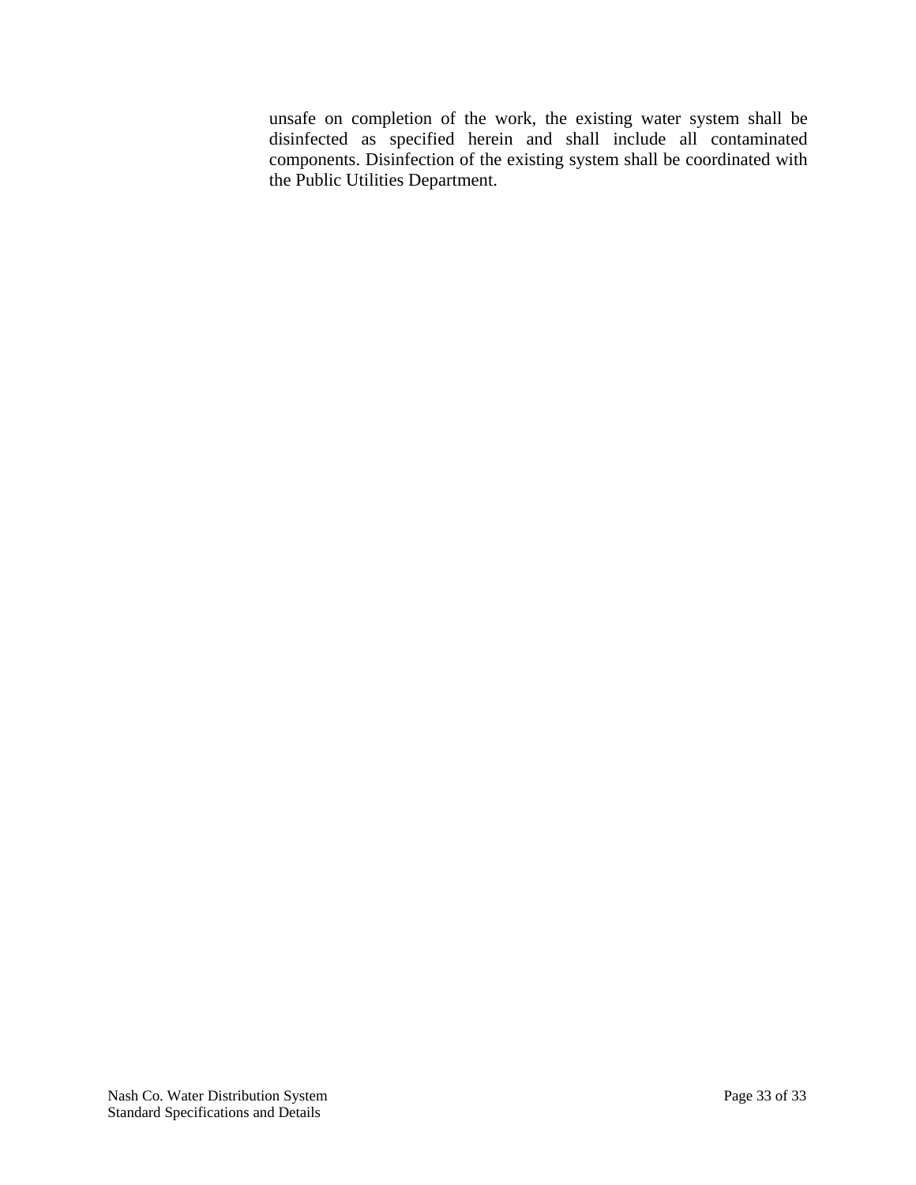unsafe on completion of the work, the existing water system shall be disinfected as specified herein and shall include all contaminated components. Disinfection of the existing system shall be coordinated with the Public Utilities Department.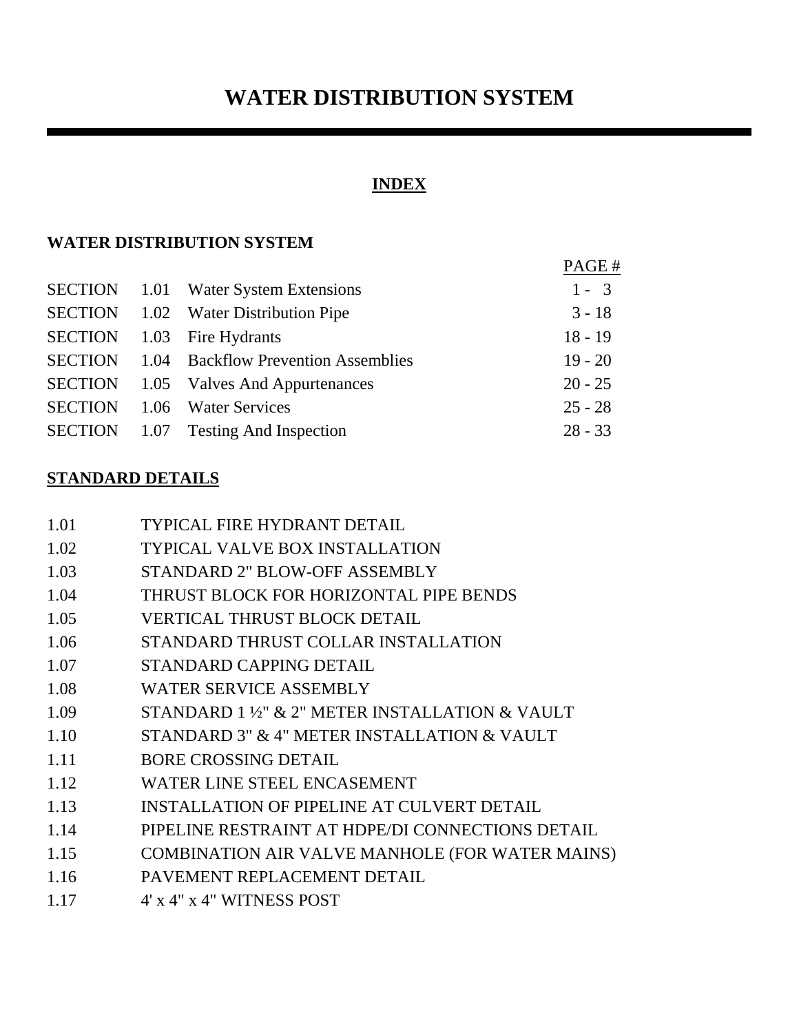# WATER DISTRIBUTION SYSTEM

## INDEX

### WATER DISTRIBUTION SYSTEM

| | | | PAGE # |
|---|---|---|---|
| SECTION | 1.01 | Water System Extensions | 1 - 3 |
| SECTION | 1.02 | Water Distribution Pipe | 3 - 18 |
| SECTION | 1.03 | Fire Hydrants | 18 - 19 |
| SECTION | 1.04 | Backflow Prevention Assemblies | 19 - 20 |
| SECTION | 1.05 | Valves And Appurtenances | 20 - 25 |
| SECTION | 1.06 | Water Services | 25 - 28 |
| SECTION | 1.07 | Testing And Inspection | 28 - 33 |

### STANDARD DETAILS

| | |
|---|---|
| 1.01 | TYPICAL FIRE HYDRANT DETAIL |
| 1.02 | TYPICAL VALVE BOX INSTALLATION |
| 1.03 | STANDARD 2" BLOW-OFF ASSEMBLY |
| 1.04 | THRUST BLOCK FOR HORIZONTAL PIPE BENDS |
| 1.05 | VERTICAL THRUST BLOCK DETAIL |
| 1.06 | STANDARD THRUST COLLAR INSTALLATION |
| 1.07 | STANDARD CAPPING DETAIL |
| 1.08 | WATER SERVICE ASSEMBLY |
| 1.09 | STANDARD 1 ½" & 2" METER INSTALLATION & VAULT |
| 1.10 | STANDARD 3" & 4" METER INSTALLATION & VAULT |
| 1.11 | BORE CROSSING DETAIL |
| 1.12 | WATER LINE STEEL ENCASEMENT |
| 1.13 | INSTALLATION OF PIPELINE AT CULVERT DETAIL |
| 1.14 | PIPELINE RESTRAINT AT HDPE/DI CONNECTIONS DETAIL |
| 1.15 | COMBINATION AIR VALVE MANHOLE (FOR WATER MAINS) |
| 1.16 | PAVEMENT REPLACEMENT DETAIL |
| 1.17 | 4' x 4" x 4" WITNESS POST |